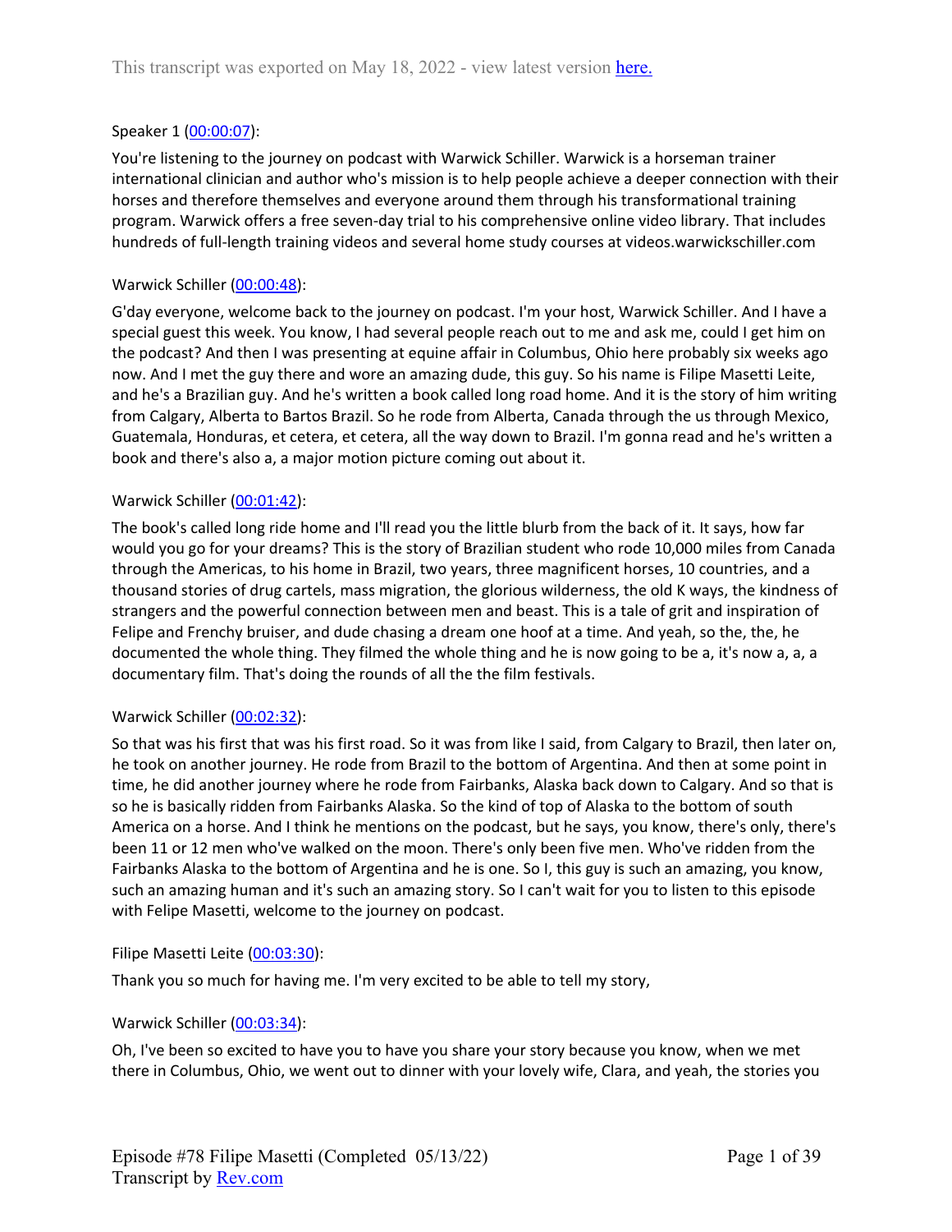This transcript was exported on May 18, 2022 - view latest version [here.]

Speaker 1 ([00:00:07]):

You're listening to the journey on podcast with Warwick Schiller. Warwick is a horseman trainer international clinician and author who's mission is to help people achieve a deeper connection with their horses and therefore themselves and everyone around them through his transformational training program. Warwick offers a free seven-day trial to his comprehensive online video library. That includes hundreds of full-length training videos and several home study courses at videos.warwickschiller.com

Warwick Schiller ([00:00:48]):

G'day everyone, welcome back to the journey on podcast. I'm your host, Warwick Schiller. And I have a special guest this week. You know, I had several people reach out to me and ask me, could I get him on the podcast? And then I was presenting at equine affair in Columbus, Ohio here probably six weeks ago now. And I met the guy there and wore an amazing dude, this guy. So his name is Filipe Masetti Leite, and he's a Brazilian guy. And he's written a book called long road home. And it is the story of him writing from Calgary, Alberta to Bartos Brazil. So he rode from Alberta, Canada through the us through Mexico, Guatemala, Honduras, et cetera, et cetera, all the way down to Brazil. I'm gonna read and he's written a book and there's also a, a major motion picture coming out about it.

Warwick Schiller ([00:01:42]):

The book's called long ride home and I'll read you the little blurb from the back of it. It says, how far would you go for your dreams? This is the story of Brazilian student who rode 10,000 miles from Canada through the Americas, to his home in Brazil, two years, three magnificent horses, 10 countries, and a thousand stories of drug cartels, mass migration, the glorious wilderness, the old K ways, the kindness of strangers and the powerful connection between men and beast. This is a tale of grit and inspiration of Felipe and Frenchy bruiser, and dude chasing a dream one hoof at a time. And yeah, so the, the, he documented the whole thing. They filmed the whole thing and he is now going to be a, it's now a, a, a documentary film. That's doing the rounds of all the the film festivals.

Warwick Schiller ([00:02:32]):

So that was his first that was his first road. So it was from like I said, from Calgary to Brazil, then later on, he took on another journey. He rode from Brazil to the bottom of Argentina. And then at some point in time, he did another journey where he rode from Fairbanks, Alaska back down to Calgary. And so that is so he is basically ridden from Fairbanks Alaska. So the kind of top of Alaska to the bottom of south America on a horse. And I think he mentions on the podcast, but he says, you know, there's only, there's been 11 or 12 men who've walked on the moon. There's only been five men. Who've ridden from the Fairbanks Alaska to the bottom of Argentina and he is one. So I, this guy is such an amazing, you know, such an amazing human and it's such an amazing story. So I can't wait for you to listen to this episode with Felipe Masetti, welcome to the journey on podcast.

Filipe Masetti Leite ([00:03:30]):

Thank you so much for having me. I'm very excited to be able to tell my story,

Warwick Schiller ([00:03:34]):

Oh, I've been so excited to have you to have you share your story because you know, when we met there in Columbus, Ohio, we went out to dinner with your lovely wife, Clara, and yeah, the stories you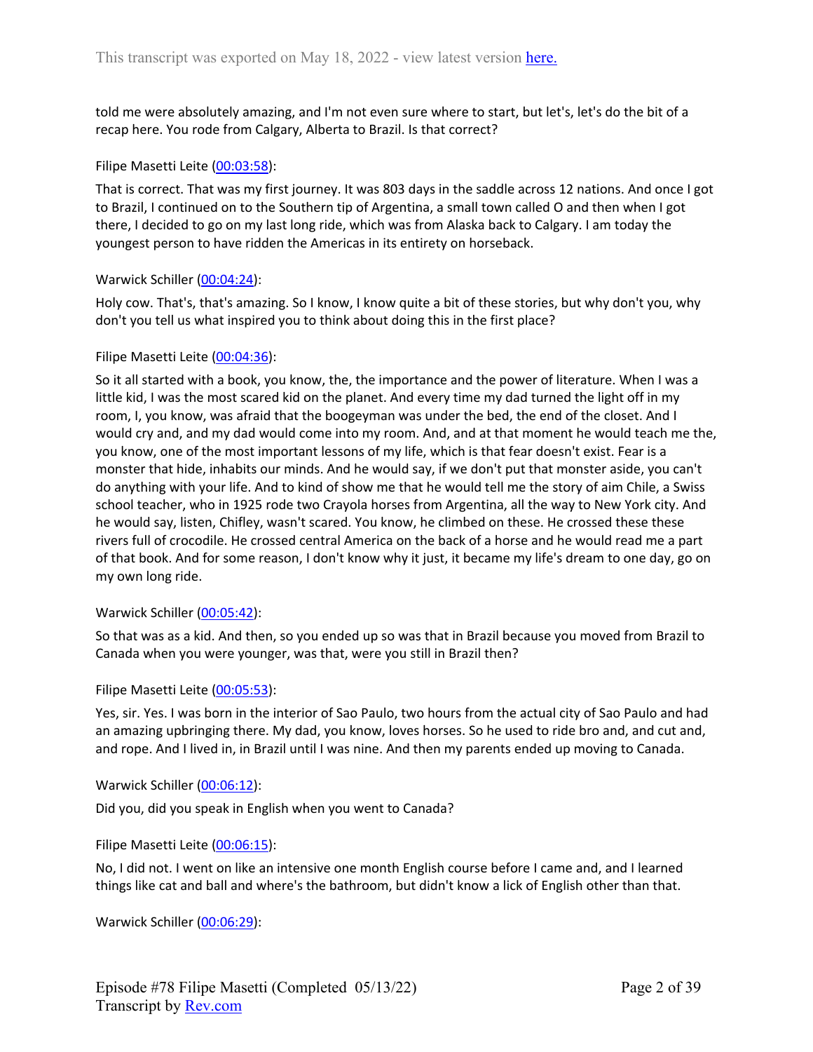told me were absolutely amazing, and I'm not even sure where to start, but let's, let's do the bit of a recap here. You rode from Calgary, Alberta to Brazil. Is that correct?

Filipe Masetti Leite ([00:03:58](#)):

That is correct. That was my first journey. It was 803 days in the saddle across 12 nations. And once I got to Brazil, I continued on to the Southern tip of Argentina, a small town called O and then when I got there, I decided to go on my last long ride, which was from Alaska back to Calgary. I am today the youngest person to have ridden the Americas in its entirety on horseback.

Warwick Schiller ([00:04:24](#)):

Holy cow. That's, that's amazing. So I know, I know quite a bit of these stories, but why don't you, why don't you tell us what inspired you to think about doing this in the first place?

Filipe Masetti Leite ([00:04:36](#)):

So it all started with a book, you know, the, the importance and the power of literature. When I was a little kid, I was the most scared kid on the planet. And every time my dad turned the light off in my room, I, you know, was afraid that the boogeyman was under the bed, the end of the closet. And I would cry and, and my dad would come into my room. And, and at that moment he would teach me the, you know, one of the most important lessons of my life, which is that fear doesn't exist. Fear is a monster that hide, inhabits our minds. And he would say, if we don't put that monster aside, you can't do anything with your life. And to kind of show me that he would tell me the story of aim Chile, a Swiss school teacher, who in 1925 rode two Crayola horses from Argentina, all the way to New York city. And he would say, listen, Chifley, wasn't scared. You know, he climbed on these. He crossed these these rivers full of crocodile. He crossed central America on the back of a horse and he would read me a part of that book. And for some reason, I don't know why it just, it became my life's dream to one day, go on my own long ride.

Warwick Schiller ([00:05:42](#)):

So that was as a kid. And then, so you ended up so was that in Brazil because you moved from Brazil to Canada when you were younger, was that, were you still in Brazil then?

Filipe Masetti Leite ([00:05:53](#)):

Yes, sir. Yes. I was born in the interior of Sao Paulo, two hours from the actual city of Sao Paulo and had an amazing upbringing there. My dad, you know, loves horses. So he used to ride bro and, and cut and, and rope. And I lived in, in Brazil until I was nine. And then my parents ended up moving to Canada.

Warwick Schiller ([00:06:12](#)):

Did you, did you speak in English when you went to Canada?

Filipe Masetti Leite ([00:06:15](#)):

No, I did not. I went on like an intensive one month English course before I came and, and I learned things like cat and ball and where's the bathroom, but didn't know a lick of English other than that.

Warwick Schiller ([00:06:29](#)):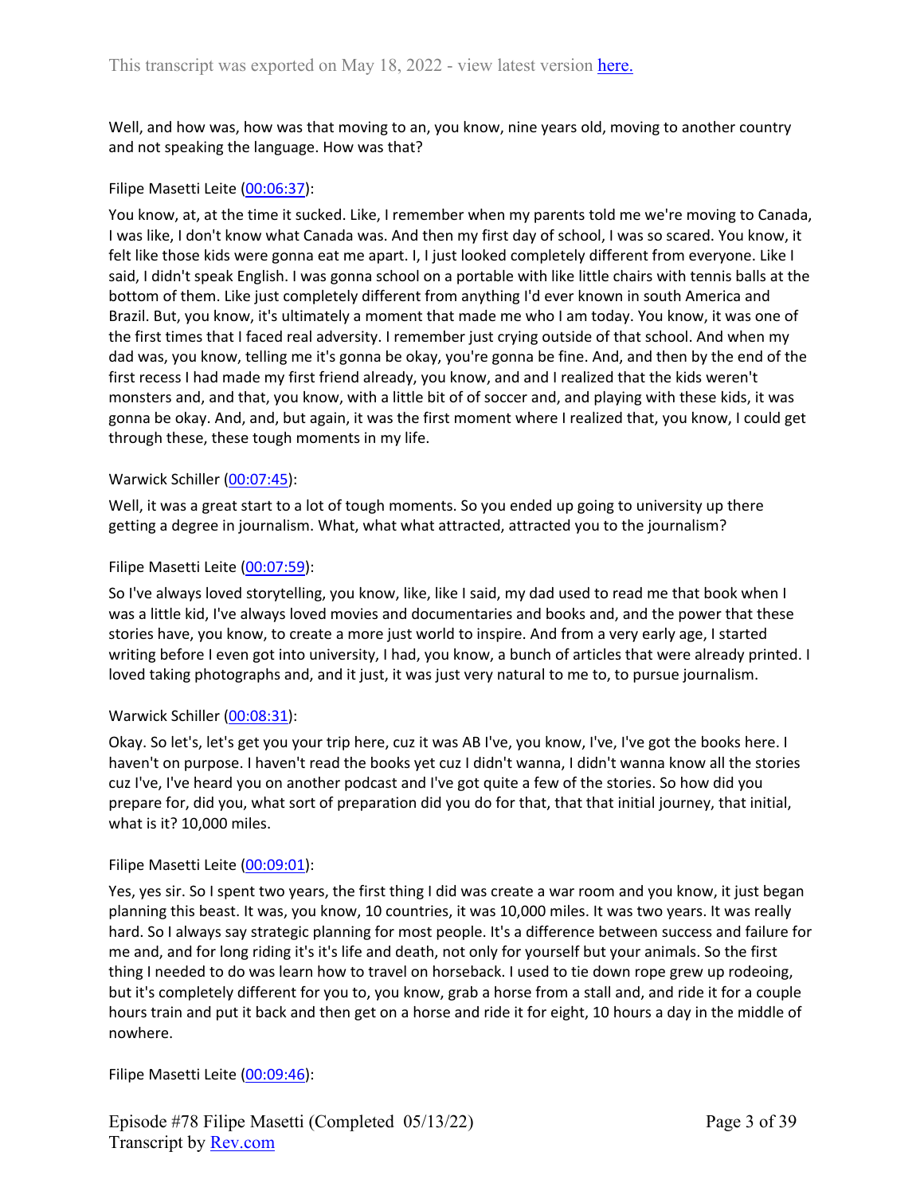Well, and how was, how was that moving to an, you know, nine years old, moving to another country and not speaking the language. How was that?

Filipe Masetti Leite ([00:06:37](#)):

You know, at, at the time it sucked. Like, I remember when my parents told me we're moving to Canada, I was like, I don't know what Canada was. And then my first day of school, I was so scared. You know, it felt like those kids were gonna eat me apart. I, I just looked completely different from everyone. Like I said, I didn't speak English. I was gonna school on a portable with like little chairs with tennis balls at the bottom of them. Like just completely different from anything I'd ever known in south America and Brazil. But, you know, it's ultimately a moment that made me who I am today. You know, it was one of the first times that I faced real adversity. I remember just crying outside of that school. And when my dad was, you know, telling me it's gonna be okay, you're gonna be fine. And, and then by the end of the first recess I had made my first friend already, you know, and and I realized that the kids weren't monsters and, and that, you know, with a little bit of of soccer and, and playing with these kids, it was gonna be okay. And, and, but again, it was the first moment where I realized that, you know, I could get through these, these tough moments in my life.

Warwick Schiller ([00:07:45](#)):

Well, it was a great start to a lot of tough moments. So you ended up going to university up there getting a degree in journalism. What, what what attracted, attracted you to the journalism?

Filipe Masetti Leite ([00:07:59](#)):

So I've always loved storytelling, you know, like, like I said, my dad used to read me that book when I was a little kid, I've always loved movies and documentaries and books and, and the power that these stories have, you know, to create a more just world to inspire. And from a very early age, I started writing before I even got into university, I had, you know, a bunch of articles that were already printed. I loved taking photographs and, and it just, it was just very natural to me to, to pursue journalism.

Warwick Schiller ([00:08:31](#)):

Okay. So let's, let's get you your trip here, cuz it was AB I've, you know, I've, I've got the books here. I haven't on purpose. I haven't read the books yet cuz I didn't wanna, I didn't wanna know all the stories cuz I've, I've heard you on another podcast and I've got quite a few of the stories. So how did you prepare for, did you, what sort of preparation did you do for that, that that initial journey, that initial, what is it? 10,000 miles.

Filipe Masetti Leite ([00:09:01](#)):

Yes, yes sir. So I spent two years, the first thing I did was create a war room and you know, it just began planning this beast. It was, you know, 10 countries, it was 10,000 miles. It was two years. It was really hard. So I always say strategic planning for most people. It's a difference between success and failure for me and, and for long riding it's it's life and death, not only for yourself but your animals. So the first thing I needed to do was learn how to travel on horseback. I used to tie down rope grew up rodeoing, but it's completely different for you to, you know, grab a horse from a stall and, and ride it for a couple hours train and put it back and then get on a horse and ride it for eight, 10 hours a day in the middle of nowhere.

Filipe Masetti Leite ([00:09:46](#)):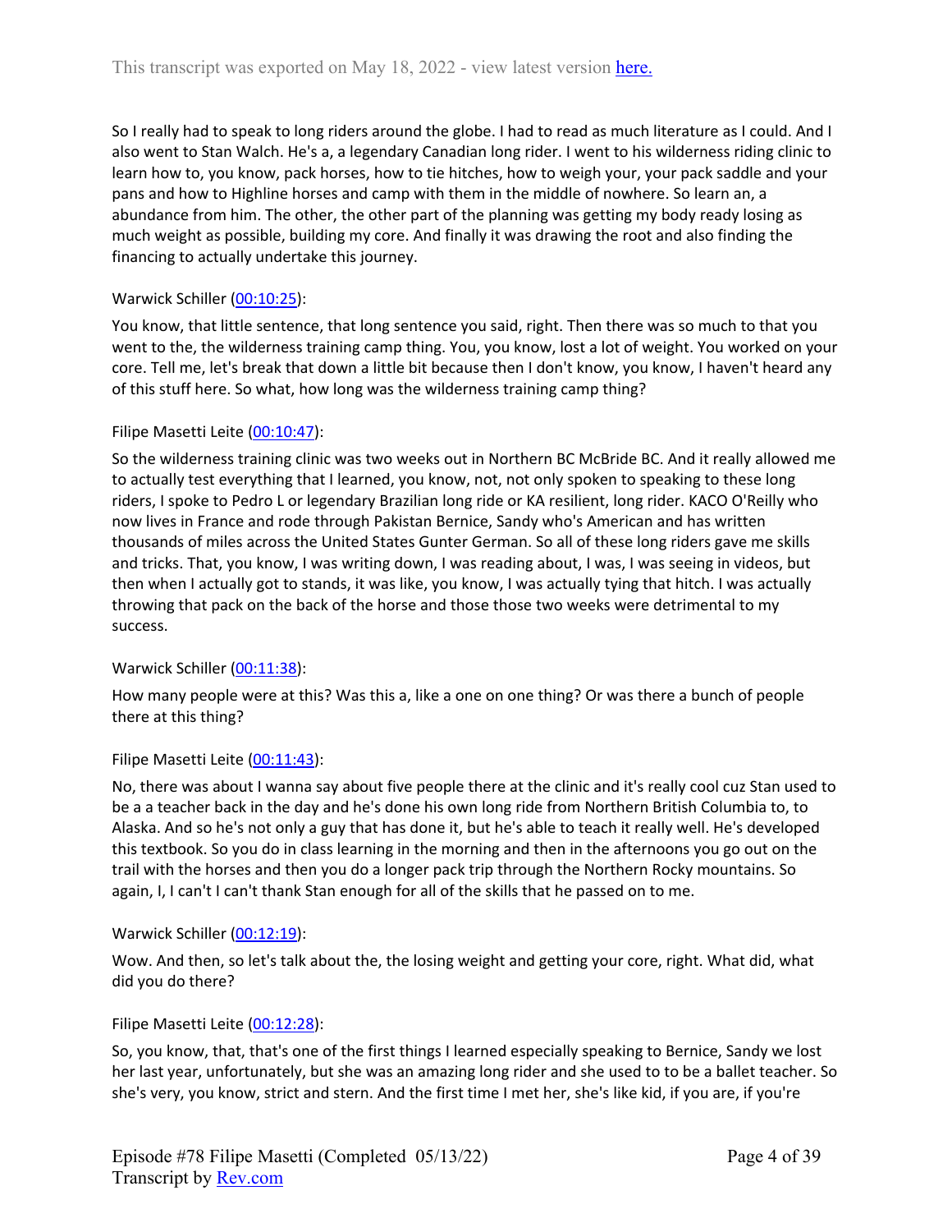So I really had to speak to long riders around the globe. I had to read as much literature as I could. And I also went to Stan Walch. He's a, a legendary Canadian long rider. I went to his wilderness riding clinic to learn how to, you know, pack horses, how to tie hitches, how to weigh your, your pack saddle and your pans and how to Highline horses and camp with them in the middle of nowhere. So learn an, a abundance from him. The other, the other part of the planning was getting my body ready losing as much weight as possible, building my core. And finally it was drawing the root and also finding the financing to actually undertake this journey.

Warwick Schiller ([00:10:25]()):

You know, that little sentence, that long sentence you said, right. Then there was so much to that you went to the, the wilderness training camp thing. You, you know, lost a lot of weight. You worked on your core. Tell me, let's break that down a little bit because then I don't know, you know, I haven't heard any of this stuff here. So what, how long was the wilderness training camp thing?

Filipe Masetti Leite ([00:10:47]()):

So the wilderness training clinic was two weeks out in Northern BC McBride BC. And it really allowed me to actually test everything that I learned, you know, not, not only spoken to speaking to these long riders, I spoke to Pedro L or legendary Brazilian long ride or KA resilient, long rider. KACO O'Reilly who now lives in France and rode through Pakistan Bernice, Sandy who's American and has written thousands of miles across the United States Gunter German. So all of these long riders gave me skills and tricks. That, you know, I was writing down, I was reading about, I was, I was seeing in videos, but then when I actually got to stands, it was like, you know, I was actually tying that hitch. I was actually throwing that pack on the back of the horse and those those two weeks were detrimental to my success.

Warwick Schiller ([00:11:38]()):

How many people were at this? Was this a, like a one on one thing? Or was there a bunch of people there at this thing?

Filipe Masetti Leite ([00:11:43]()):

No, there was about I wanna say about five people there at the clinic and it's really cool cuz Stan used to be a a teacher back in the day and he's done his own long ride from Northern British Columbia to, to Alaska. And so he's not only a guy that has done it, but he's able to teach it really well. He's developed this textbook. So you do in class learning in the morning and then in the afternoons you go out on the trail with the horses and then you do a longer pack trip through the Northern Rocky mountains. So again, I, I can't I can't thank Stan enough for all of the skills that he passed on to me.

Warwick Schiller ([00:12:19]()):

Wow. And then, so let's talk about the, the losing weight and getting your core, right. What did, what did you do there?

Filipe Masetti Leite ([00:12:28]()):

So, you know, that, that's one of the first things I learned especially speaking to Bernice, Sandy we lost her last year, unfortunately, but she was an amazing long rider and she used to to be a ballet teacher. So she's very, you know, strict and stern. And the first time I met her, she's like kid, if you are, if you're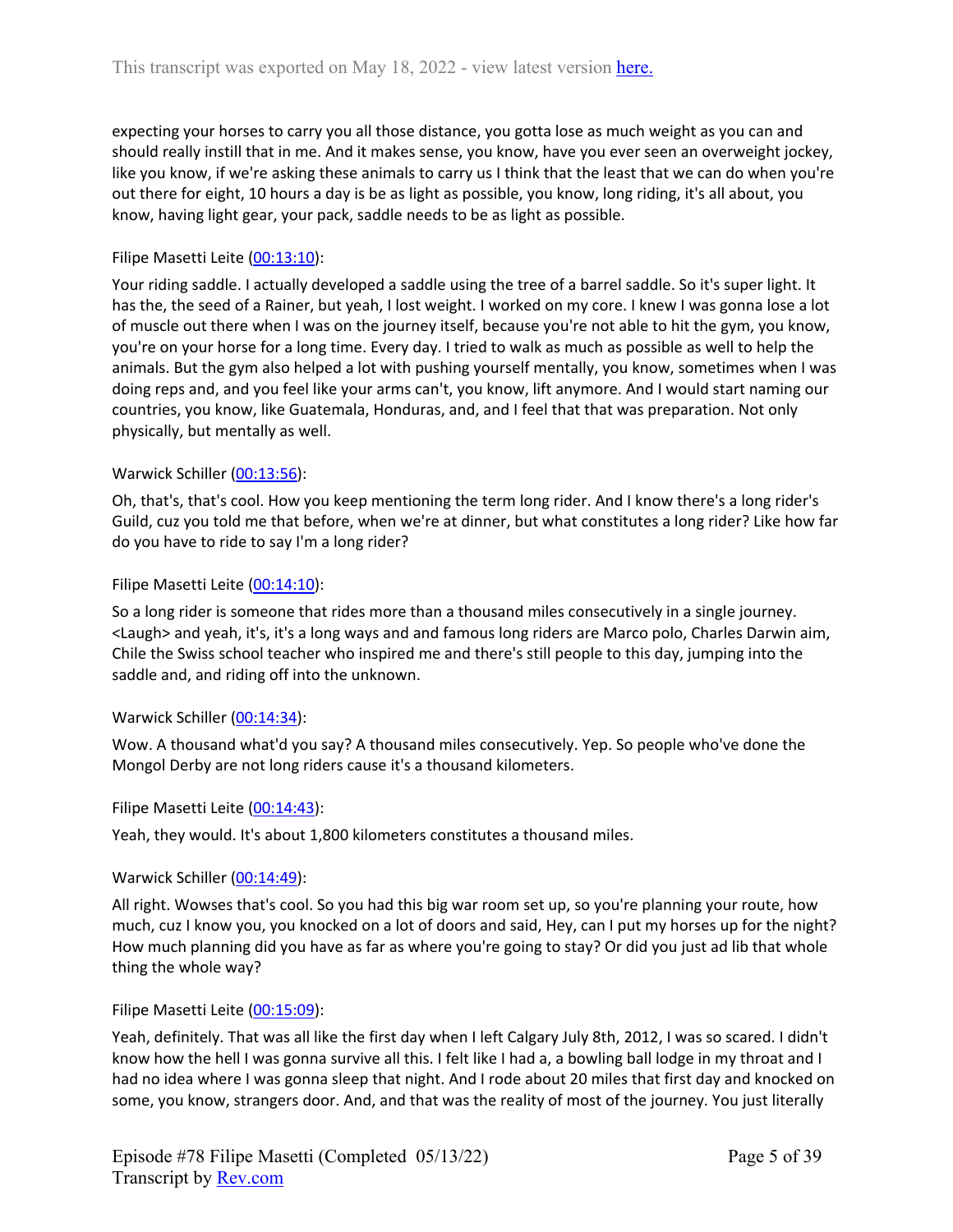expecting your horses to carry you all those distance, you gotta lose as much weight as you can and should really instill that in me. And it makes sense, you know, have you ever seen an overweight jockey, like you know, if we're asking these animals to carry us I think that the least that we can do when you're out there for eight, 10 hours a day is be as light as possible, you know, long riding, it's all about, you know, having light gear, your pack, saddle needs to be as light as possible.

Filipe Masetti Leite (00:13:10):

Your riding saddle. I actually developed a saddle using the tree of a barrel saddle. So it's super light. It has the, the seed of a Rainer, but yeah, I lost weight. I worked on my core. I knew I was gonna lose a lot of muscle out there when I was on the journey itself, because you're not able to hit the gym, you know, you're on your horse for a long time. Every day. I tried to walk as much as possible as well to help the animals. But the gym also helped a lot with pushing yourself mentally, you know, sometimes when I was doing reps and, and you feel like your arms can't, you know, lift anymore. And I would start naming our countries, you know, like Guatemala, Honduras, and, and I feel that that was preparation. Not only physically, but mentally as well.

Warwick Schiller (00:13:56):

Oh, that's, that's cool. How you keep mentioning the term long rider. And I know there's a long rider's Guild, cuz you told me that before, when we're at dinner, but what constitutes a long rider? Like how far do you have to ride to say I'm a long rider?

Filipe Masetti Leite (00:14:10):

So a long rider is someone that rides more than a thousand miles consecutively in a single journey. <Laugh> and yeah, it's, it's a long ways and and famous long riders are Marco polo, Charles Darwin aim, Chile the Swiss school teacher who inspired me and there's still people to this day, jumping into the saddle and, and riding off into the unknown.

Warwick Schiller (00:14:34):

Wow. A thousand what'd you say? A thousand miles consecutively. Yep. So people who've done the Mongol Derby are not long riders cause it's a thousand kilometers.

Filipe Masetti Leite (00:14:43):

Yeah, they would. It's about 1,800 kilometers constitutes a thousand miles.

Warwick Schiller (00:14:49):

All right. Wowses that's cool. So you had this big war room set up, so you're planning your route, how much, cuz I know you, you knocked on a lot of doors and said, Hey, can I put my horses up for the night? How much planning did you have as far as where you're going to stay? Or did you just ad lib that whole thing the whole way?

Filipe Masetti Leite (00:15:09):

Yeah, definitely. That was all like the first day when I left Calgary July 8th, 2012, I was so scared. I didn't know how the hell I was gonna survive all this. I felt like I had a, a bowling ball lodge in my throat and I had no idea where I was gonna sleep that night. And I rode about 20 miles that first day and knocked on some, you know, strangers door. And, and that was the reality of most of the journey. You just literally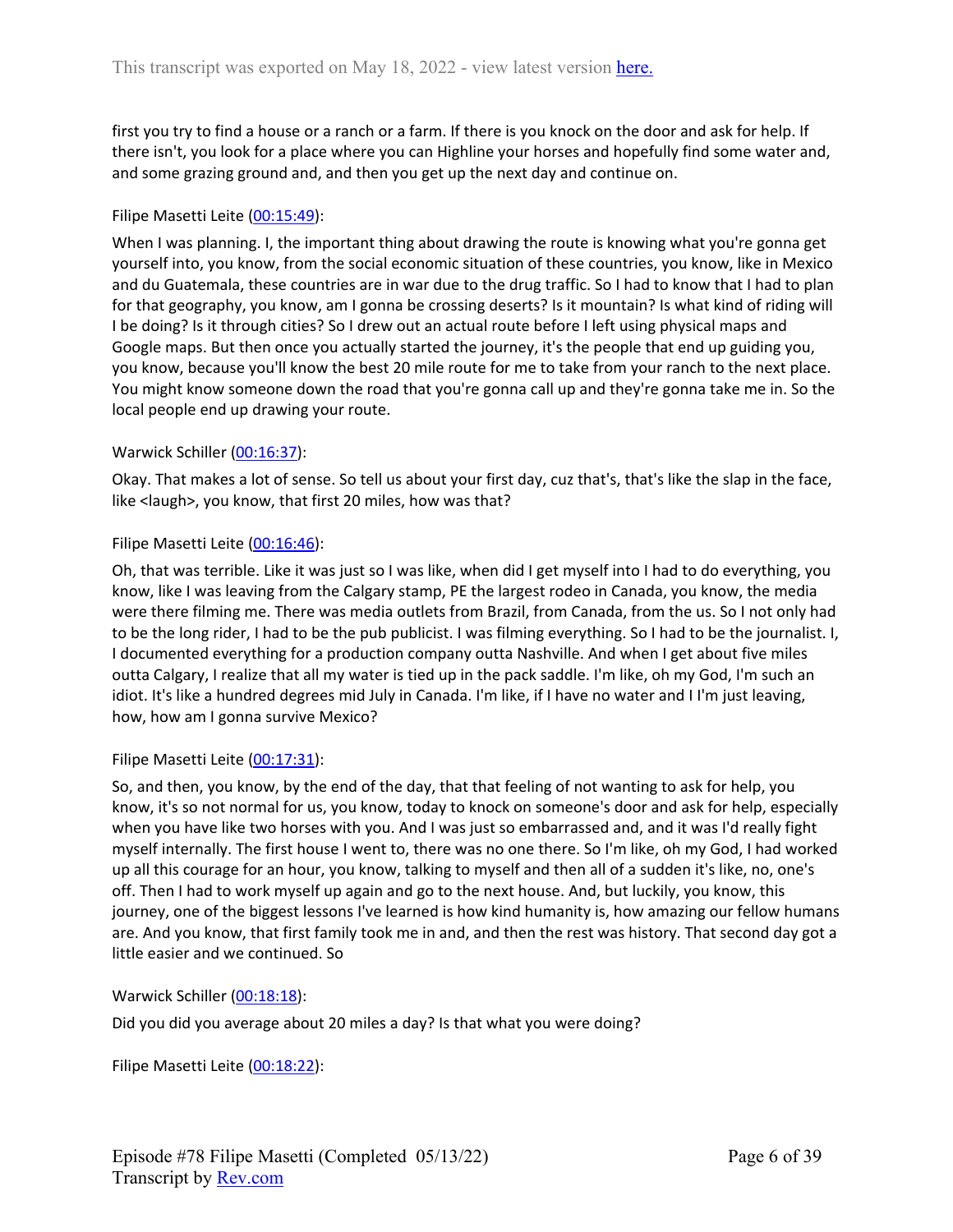first you try to find a house or a ranch or a farm. If there is you knock on the door and ask for help. If there isn't, you look for a place where you can Highline your horses and hopefully find some water and, and some grazing ground and, and then you get up the next day and continue on.

Filipe Masetti Leite (00:15:49):

When I was planning. I, the important thing about drawing the route is knowing what you're gonna get yourself into, you know, from the social economic situation of these countries, you know, like in Mexico and du Guatemala, these countries are in war due to the drug traffic. So I had to know that I had to plan for that geography, you know, am I gonna be crossing deserts? Is it mountain? Is what kind of riding will I be doing? Is it through cities? So I drew out an actual route before I left using physical maps and Google maps. But then once you actually started the journey, it's the people that end up guiding you, you know, because you'll know the best 20 mile route for me to take from your ranch to the next place. You might know someone down the road that you're gonna call up and they're gonna take me in. So the local people end up drawing your route.

Warwick Schiller (00:16:37):

Okay. That makes a lot of sense. So tell us about your first day, cuz that's, that's like the slap in the face, like <laugh>, you know, that first 20 miles, how was that?

Filipe Masetti Leite (00:16:46):

Oh, that was terrible. Like it was just so I was like, when did I get myself into I had to do everything, you know, like I was leaving from the Calgary stamp, PE the largest rodeo in Canada, you know, the media were there filming me. There was media outlets from Brazil, from Canada, from the us. So I not only had to be the long rider, I had to be the pub publicist. I was filming everything. So I had to be the journalist. I, I documented everything for a production company outta Nashville. And when I get about five miles outta Calgary, I realize that all my water is tied up in the pack saddle. I'm like, oh my God, I'm such an idiot. It's like a hundred degrees mid July in Canada. I'm like, if I have no water and I I'm just leaving, how, how am I gonna survive Mexico?

Filipe Masetti Leite (00:17:31):

So, and then, you know, by the end of the day, that that feeling of not wanting to ask for help, you know, it's so not normal for us, you know, today to knock on someone's door and ask for help, especially when you have like two horses with you. And I was just so embarrassed and, and it was I'd really fight myself internally. The first house I went to, there was no one there. So I'm like, oh my God, I had worked up all this courage for an hour, you know, talking to myself and then all of a sudden it's like, no, one's off. Then I had to work myself up again and go to the next house. And, but luckily, you know, this journey, one of the biggest lessons I've learned is how kind humanity is, how amazing our fellow humans are. And you know, that first family took me in and, and then the rest was history. That second day got a little easier and we continued. So

Warwick Schiller (00:18:18):

Did you did you average about 20 miles a day? Is that what you were doing?

Filipe Masetti Leite (00:18:22):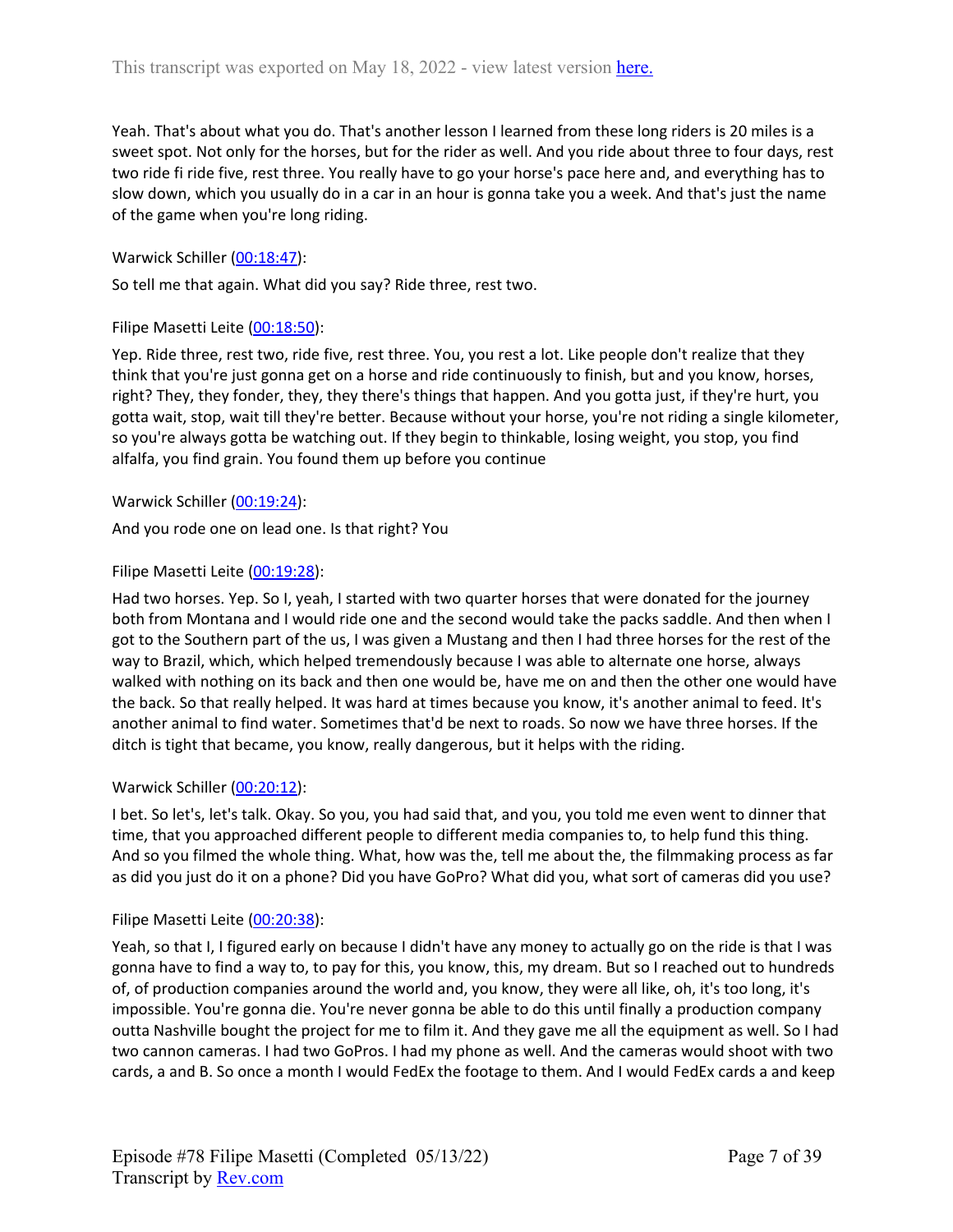Yeah. That's about what you do. That's another lesson I learned from these long riders is 20 miles is a sweet spot. Not only for the horses, but for the rider as well. And you ride about three to four days, rest two ride fi ride five, rest three. You really have to go your horse's pace here and, and everything has to slow down, which you usually do in a car in an hour is gonna take you a week. And that's just the name of the game when you're long riding.

Warwick Schiller ([00:18:47](#)):

So tell me that again. What did you say? Ride three, rest two.

Filipe Masetti Leite ([00:18:50](#)):

Yep. Ride three, rest two, ride five, rest three. You, you rest a lot. Like people don't realize that they think that you're just gonna get on a horse and ride continuously to finish, but and you know, horses, right? They, they fonder, they, they there's things that happen. And you gotta just, if they're hurt, you gotta wait, stop, wait till they're better. Because without your horse, you're not riding a single kilometer, so you're always gotta be watching out. If they begin to thinkable, losing weight, you stop, you find alfalfa, you find grain. You found them up before you continue

Warwick Schiller ([00:19:24](#)):

And you rode one on lead one. Is that right? You

Filipe Masetti Leite ([00:19:28](#)):

Had two horses. Yep. So I, yeah, I started with two quarter horses that were donated for the journey both from Montana and I would ride one and the second would take the packs saddle. And then when I got to the Southern part of the us, I was given a Mustang and then I had three horses for the rest of the way to Brazil, which, which helped tremendously because I was able to alternate one horse, always walked with nothing on its back and then one would be, have me on and then the other one would have the back. So that really helped. It was hard at times because you know, it's another animal to feed. It's another animal to find water. Sometimes that'd be next to roads. So now we have three horses. If the ditch is tight that became, you know, really dangerous, but it helps with the riding.

Warwick Schiller ([00:20:12](#)):

I bet. So let's, let's talk. Okay. So you, you had said that, and you, you told me even went to dinner that time, that you approached different people to different media companies to, to help fund this thing. And so you filmed the whole thing. What, how was the, tell me about the, the filmmaking process as far as did you just do it on a phone? Did you have GoPro? What did you, what sort of cameras did you use?

Filipe Masetti Leite ([00:20:38](#)):

Yeah, so that I, I figured early on because I didn't have any money to actually go on the ride is that I was gonna have to find a way to, to pay for this, you know, this, my dream. But so I reached out to hundreds of, of production companies around the world and, you know, they were all like, oh, it's too long, it's impossible. You're gonna die. You're never gonna be able to do this until finally a production company outta Nashville bought the project for me to film it. And they gave me all the equipment as well. So I had two cannon cameras. I had two GoPros. I had my phone as well. And the cameras would shoot with two cards, a and B. So once a month I would FedEx the footage to them. And I would FedEx cards a and keep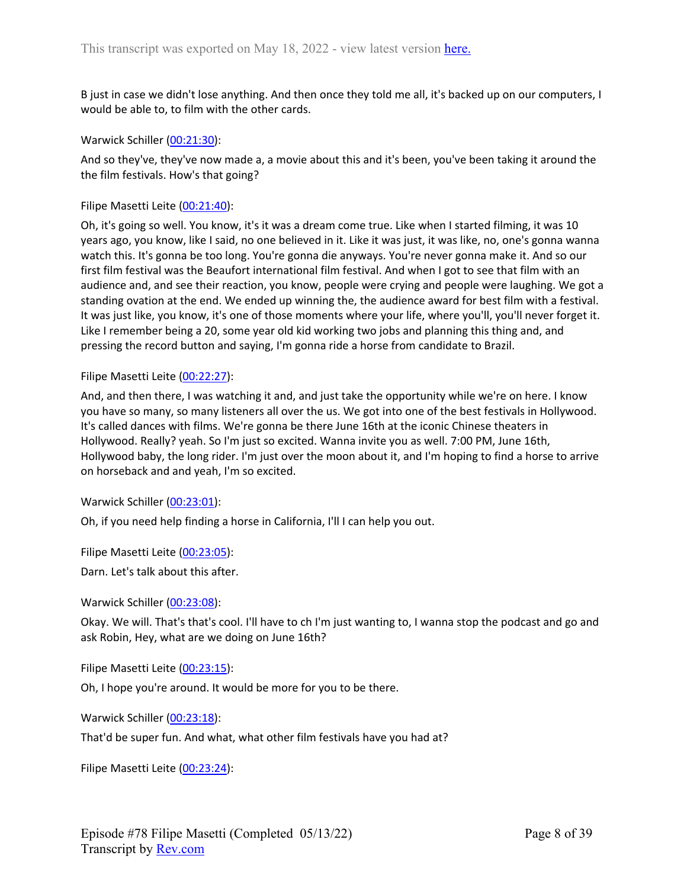B just in case we didn't lose anything. And then once they told me all, it's backed up on our computers, I would be able to, to film with the other cards.

Warwick Schiller ([00:21:30](#)):

And so they've, they've now made a, a movie about this and it's been, you've been taking it around the the film festivals. How's that going?

Filipe Masetti Leite ([00:21:40](#)):

Oh, it's going so well. You know, it's it was a dream come true. Like when I started filming, it was 10 years ago, you know, like I said, no one believed in it. Like it was just, it was like, no, one's gonna wanna watch this. It's gonna be too long. You're gonna die anyways. You're never gonna make it. And so our first film festival was the Beaufort international film festival. And when I got to see that film with an audience and, and see their reaction, you know, people were crying and people were laughing. We got a standing ovation at the end. We ended up winning the, the audience award for best film with a festival. It was just like, you know, it's one of those moments where your life, where you'll, you'll never forget it. Like I remember being a 20, some year old kid working two jobs and planning this thing and, and pressing the record button and saying, I'm gonna ride a horse from candidate to Brazil.

Filipe Masetti Leite ([00:22:27](#)):

And, and then there, I was watching it and, and just take the opportunity while we're on here. I know you have so many, so many listeners all over the us. We got into one of the best festivals in Hollywood. It's called dances with films. We're gonna be there June 16th at the iconic Chinese theaters in Hollywood. Really? yeah. So I'm just so excited. Wanna invite you as well. 7:00 PM, June 16th, Hollywood baby, the long rider. I'm just over the moon about it, and I'm hoping to find a horse to arrive on horseback and and yeah, I'm so excited.

Warwick Schiller ([00:23:01](#)):

Oh, if you need help finding a horse in California, I'll I can help you out.

Filipe Masetti Leite ([00:23:05](#)):

Darn. Let's talk about this after.

Warwick Schiller ([00:23:08](#)):

Okay. We will. That's that's cool. I'll have to ch I'm just wanting to, I wanna stop the podcast and go and ask Robin, Hey, what are we doing on June 16th?

Filipe Masetti Leite ([00:23:15](#)):

Oh, I hope you're around. It would be more for you to be there.

Warwick Schiller ([00:23:18](#)):

That'd be super fun. And what, what other film festivals have you had at?

Filipe Masetti Leite ([00:23:24](#)):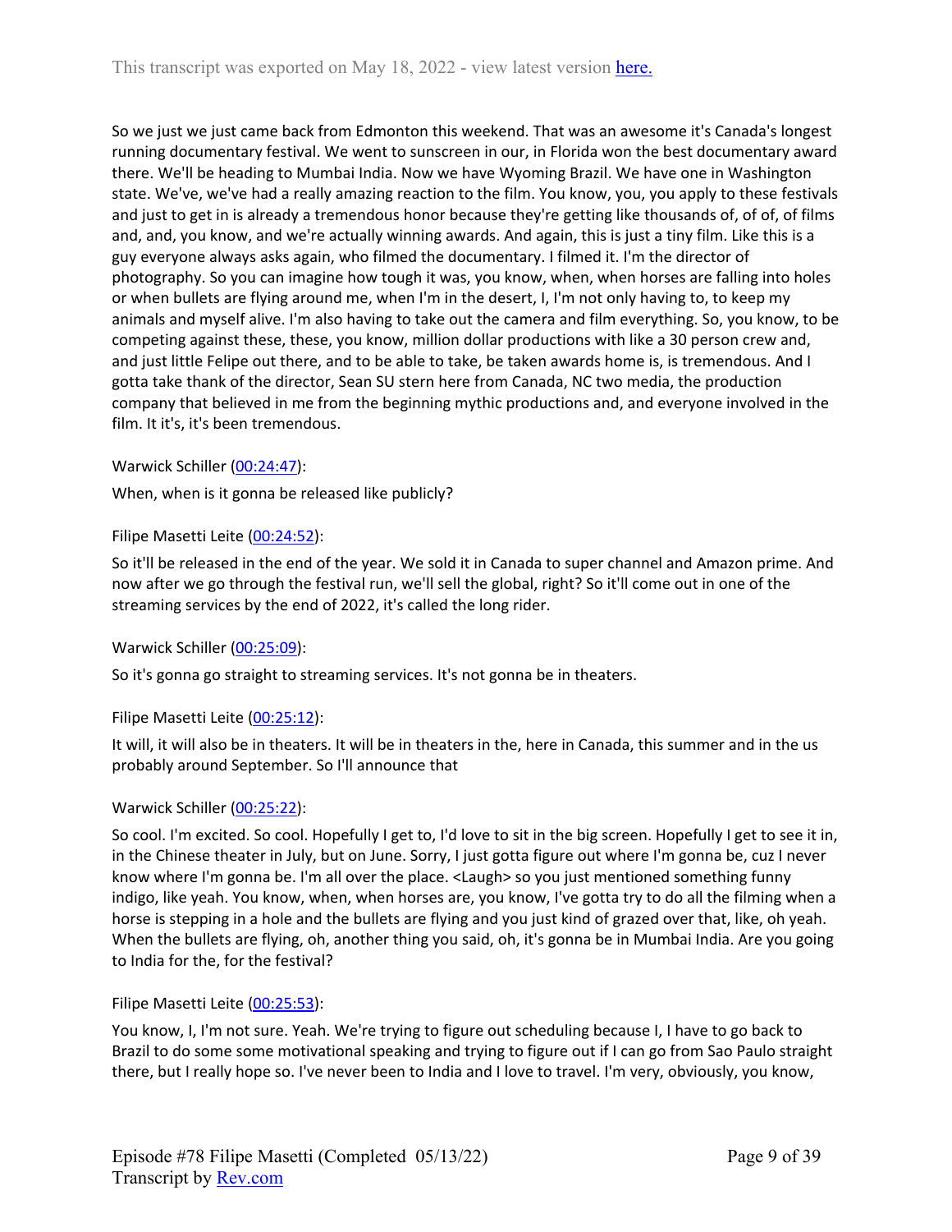So we just we just came back from Edmonton this weekend. That was an awesome it's Canada's longest running documentary festival. We went to sunscreen in our, in Florida won the best documentary award there. We'll be heading to Mumbai India. Now we have Wyoming Brazil. We have one in Washington state. We've, we've had a really amazing reaction to the film. You know, you, you apply to these festivals and just to get in is already a tremendous honor because they're getting like thousands of, of of, of films and, and, and, you know, and we're actually winning awards. And again, this is just a tiny film. Like this is a guy everyone always asks again, who filmed the documentary. I filmed it. I'm the director of photography. So you can imagine how tough it was, you know, when, when horses are falling into holes or when bullets are flying around me, when I'm in the desert, I, I'm not only having to, to keep my animals and myself alive. I'm also having to take out the camera and film everything. So, you know, to be competing against these, these, you know, million dollar productions with like a 30 person crew and, and just little Felipe out there, and to be able to take, be taken awards home is, is tremendous. And I gotta take thank of the director, Sean SU stern here from Canada, NC two media, the production company that believed in me from the beginning mythic productions and, and everyone involved in the film. It it's, it's been tremendous.

Warwick Schiller ([00:24:47](#)):

When, when is it gonna be released like publicly?

Filipe Masetti Leite ([00:24:52](#)):

So it'll be released in the end of the year. We sold it in Canada to super channel and Amazon prime. And now after we go through the festival run, we'll sell the global, right? So it'll come out in one of the streaming services by the end of 2022, it's called the long rider.

Warwick Schiller ([00:25:09](#)):

So it's gonna go straight to streaming services. It's not gonna be in theaters.

Filipe Masetti Leite ([00:25:12](#)):

It will, it will also be in theaters. It will be in theaters in the, here in Canada, this summer and in the us probably around September. So I'll announce that

Warwick Schiller ([00:25:22](#)):

So cool. I'm excited. So cool. Hopefully I get to, I'd love to sit in the big screen. Hopefully I get to see it in, in the Chinese theater in July, but on June. Sorry, I just gotta figure out where I'm gonna be, cuz I never know where I'm gonna be. I'm all over the place. <Laugh> so you just mentioned something funny indigo, like yeah. You know, when, when horses are, you know, I've gotta try to do all the filming when a horse is stepping in a hole and the bullets are flying and you just kind of grazed over that, like, oh yeah. When the bullets are flying, oh, another thing you said, oh, it's gonna be in Mumbai India. Are you going to India for the, for the festival?

Filipe Masetti Leite ([00:25:53](#)):

You know, I, I'm not sure. Yeah. We're trying to figure out scheduling because I, I have to go back to Brazil to do some some motivational speaking and trying to figure out if I can go from Sao Paulo straight there, but I really hope so. I've never been to India and I love to travel. I'm very, obviously, you know,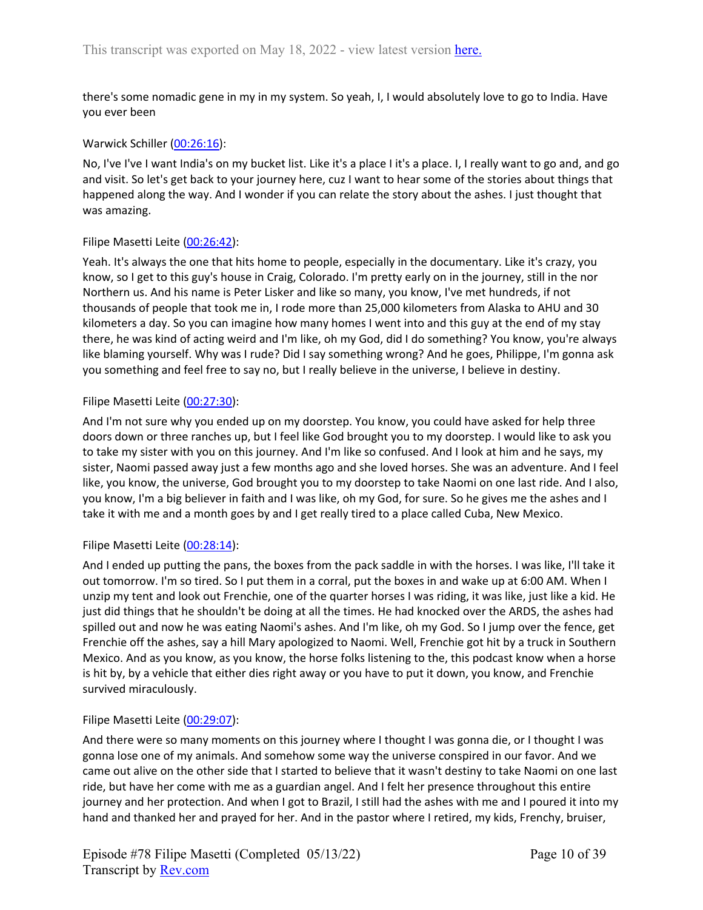there's some nomadic gene in my in my system. So yeah, I, I would absolutely love to go to India. Have you ever been

Warwick Schiller ([00:26:16](#)):

No, I've I've I want India's on my bucket list. Like it's a place I it's a place. I, I really want to go and, and go and visit. So let's get back to your journey here, cuz I want to hear some of the stories about things that happened along the way. And I wonder if you can relate the story about the ashes. I just thought that was amazing.

Filipe Masetti Leite ([00:26:42](#)):

Yeah. It's always the one that hits home to people, especially in the documentary. Like it's crazy, you know, so I get to this guy's house in Craig, Colorado. I'm pretty early on in the journey, still in the nor Northern us. And his name is Peter Lisker and like so many, you know, I've met hundreds, if not thousands of people that took me in, I rode more than 25,000 kilometers from Alaska to AHU and 30 kilometers a day. So you can imagine how many homes I went into and this guy at the end of my stay there, he was kind of acting weird and I'm like, oh my God, did I do something? You know, you're always like blaming yourself. Why was I rude? Did I say something wrong? And he goes, Philippe, I'm gonna ask you something and feel free to say no, but I really believe in the universe, I believe in destiny.

Filipe Masetti Leite ([00:27:30](#)):

And I'm not sure why you ended up on my doorstep. You know, you could have asked for help three doors down or three ranches up, but I feel like God brought you to my doorstep. I would like to ask you to take my sister with you on this journey. And I'm like so confused. And I look at him and he says, my sister, Naomi passed away just a few months ago and she loved horses. She was an adventure. And I feel like, you know, the universe, God brought you to my doorstep to take Naomi on one last ride. And I also, you know, I'm a big believer in faith and I was like, oh my God, for sure. So he gives me the ashes and I take it with me and a month goes by and I get really tired to a place called Cuba, New Mexico.

Filipe Masetti Leite ([00:28:14](#)):

And I ended up putting the pans, the boxes from the pack saddle in with the horses. I was like, I'll take it out tomorrow. I'm so tired. So I put them in a corral, put the boxes in and wake up at 6:00 AM. When I unzip my tent and look out Frenchie, one of the quarter horses I was riding, it was like, just like a kid. He just did things that he shouldn't be doing at all the times. He had knocked over the ARDS, the ashes had spilled out and now he was eating Naomi's ashes. And I'm like, oh my God. So I jump over the fence, get Frenchie off the ashes, say a hill Mary apologized to Naomi. Well, Frenchie got hit by a truck in Southern Mexico. And as you know, as you know, the horse folks listening to the, this podcast know when a horse is hit by, by a vehicle that either dies right away or you have to put it down, you know, and Frenchie survived miraculously.

Filipe Masetti Leite ([00:29:07](#)):

And there were so many moments on this journey where I thought I was gonna die, or I thought I was gonna lose one of my animals. And somehow some way the universe conspired in our favor. And we came out alive on the other side that I started to believe that it wasn't destiny to take Naomi on one last ride, but have her come with me as a guardian angel. And I felt her presence throughout this entire journey and her protection. And when I got to Brazil, I still had the ashes with me and I poured it into my hand and thanked her and prayed for her. And in the pastor where I retired, my kids, Frenchy, bruiser,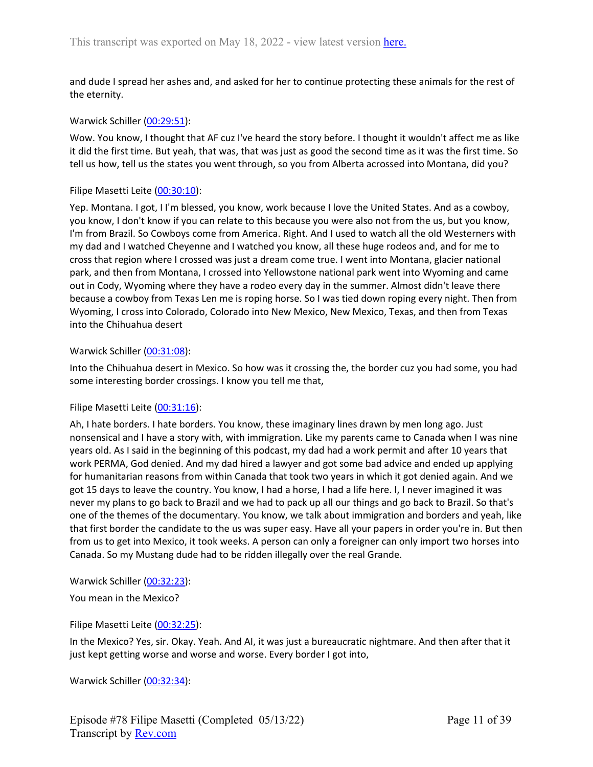and dude I spread her ashes and, and asked for her to continue protecting these animals for the rest of the eternity.

Warwick Schiller ([00:29:51](#)):

Wow. You know, I thought that AF cuz I've heard the story before. I thought it wouldn't affect me as like it did the first time. But yeah, that was, that was just as good the second time as it was the first time. So tell us how, tell us the states you went through, so you from Alberta acrossed into Montana, did you?

Filipe Masetti Leite ([00:30:10](#)):

Yep. Montana. I got, I I'm blessed, you know, work because I love the United States. And as a cowboy, you know, I don't know if you can relate to this because you were also not from the us, but you know, I'm from Brazil. So Cowboys come from America. Right. And I used to watch all the old Westerners with my dad and I watched Cheyenne and I watched you know, all these huge rodeos and, and for me to cross that region where I crossed was just a dream come true. I went into Montana, glacier national park, and then from Montana, I crossed into Yellowstone national park went into Wyoming and came out in Cody, Wyoming where they have a rodeo every day in the summer. Almost didn't leave there because a cowboy from Texas Len me is roping horse. So I was tied down roping every night. Then from Wyoming, I cross into Colorado, Colorado into New Mexico, New Mexico, Texas, and then from Texas into the Chihuahua desert

Warwick Schiller ([00:31:08](#)):

Into the Chihuahua desert in Mexico. So how was it crossing the, the border cuz you had some, you had some interesting border crossings. I know you tell me that,

Filipe Masetti Leite ([00:31:16](#)):

Ah, I hate borders. I hate borders. You know, these imaginary lines drawn by men long ago. Just nonsensical and I have a story with, with immigration. Like my parents came to Canada when I was nine years old. As I said in the beginning of this podcast, my dad had a work permit and after 10 years that work PERMA, God denied. And my dad hired a lawyer and got some bad advice and ended up applying for humanitarian reasons from within Canada that took two years in which it got denied again. And we got 15 days to leave the country. You know, I had a horse, I had a life here. I, I never imagined it was never my plans to go back to Brazil and we had to pack up all our things and go back to Brazil. So that's one of the themes of the documentary. You know, we talk about immigration and borders and yeah, like that first border the candidate to the us was super easy. Have all your papers in order you're in. But then from us to get into Mexico, it took weeks. A person can only a foreigner can only import two horses into Canada. So my Mustang dude had to be ridden illegally over the real Grande.

Warwick Schiller ([00:32:23](#)):

You mean in the Mexico?

Filipe Masetti Leite ([00:32:25](#)):

In the Mexico? Yes, sir. Okay. Yeah. And AI, it was just a bureaucratic nightmare. And then after that it just kept getting worse and worse and worse. Every border I got into,

Warwick Schiller ([00:32:34](#)):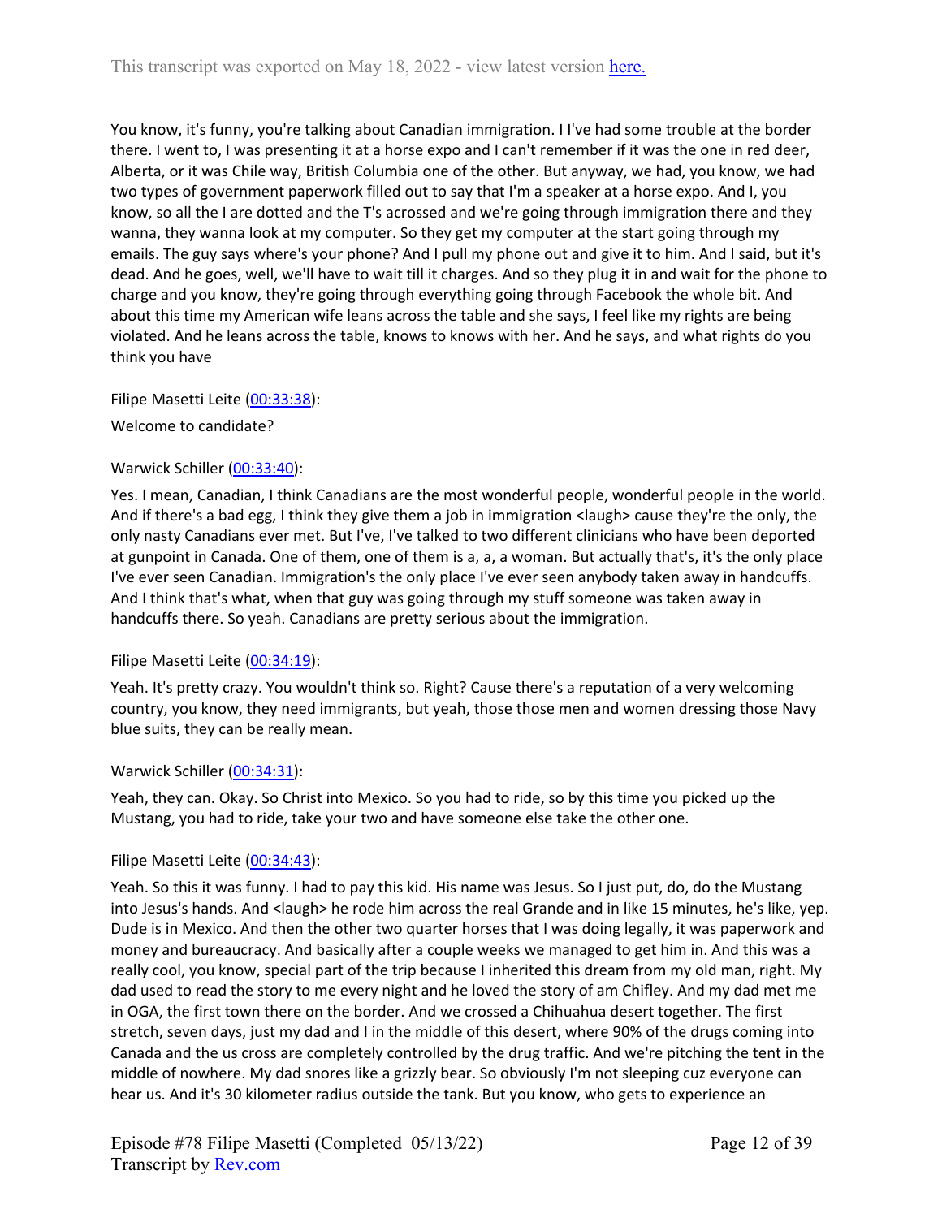You know, it's funny, you're talking about Canadian immigration. I I've had some trouble at the border there. I went to, I was presenting it at a horse expo and I can't remember if it was the one in red deer, Alberta, or it was Chile way, British Columbia one of the other. But anyway, we had, you know, we had two types of government paperwork filled out to say that I'm a speaker at a horse expo. And I, you know, so all the I are dotted and the T's acrossed and we're going through immigration there and they wanna, they wanna look at my computer. So they get my computer at the start going through my emails. The guy says where's your phone? And I pull my phone out and give it to him. And I said, but it's dead. And he goes, well, we'll have to wait till it charges. And so they plug it in and wait for the phone to charge and you know, they're going through everything going through Facebook the whole bit. And about this time my American wife leans across the table and she says, I feel like my rights are being violated. And he leans across the table, knows to knows with her. And he says, and what rights do you think you have

Filipe Masetti Leite ([00:33:38](https://www.rev.com/)):

Welcome to candidate?

Warwick Schiller ([00:33:40](https://www.rev.com/)):

Yes. I mean, Canadian, I think Canadians are the most wonderful people, wonderful people in the world. And if there's a bad egg, I think they give them a job in immigration <laugh> cause they're the only, the only nasty Canadians ever met. But I've, I've talked to two different clinicians who have been deported at gunpoint in Canada. One of them, one of them is a, a, a woman. But actually that's, it's the only place I've ever seen Canadian. Immigration's the only place I've ever seen anybody taken away in handcuffs. And I think that's what, when that guy was going through my stuff someone was taken away in handcuffs there. So yeah. Canadians are pretty serious about the immigration.

Filipe Masetti Leite ([00:34:19](https://www.rev.com/)):

Yeah. It's pretty crazy. You wouldn't think so. Right? Cause there's a reputation of a very welcoming country, you know, they need immigrants, but yeah, those those men and women dressing those Navy blue suits, they can be really mean.

Warwick Schiller ([00:34:31](https://www.rev.com/)):

Yeah, they can. Okay. So Christ into Mexico. So you had to ride, so by this time you picked up the Mustang, you had to ride, take your two and have someone else take the other one.

Filipe Masetti Leite ([00:34:43](https://www.rev.com/)):

Yeah. So this it was funny. I had to pay this kid. His name was Jesus. So I just put, do, do the Mustang into Jesus's hands. And <laugh> he rode him across the real Grande and in like 15 minutes, he's like, yep. Dude is in Mexico. And then the other two quarter horses that I was doing legally, it was paperwork and money and bureaucracy. And basically after a couple weeks we managed to get him in. And this was a really cool, you know, special part of the trip because I inherited this dream from my old man, right. My dad used to read the story to me every night and he loved the story of am Chifley. And my dad met me in OGA, the first town there on the border. And we crossed a Chihuahua desert together. The first stretch, seven days, just my dad and I in the middle of this desert, where 90% of the drugs coming into Canada and the us cross are completely controlled by the drug traffic. And we're pitching the tent in the middle of nowhere. My dad snores like a grizzly bear. So obviously I'm not sleeping cuz everyone can hear us. And it's 30 kilometer radius outside the tank. But you know, who gets to experience an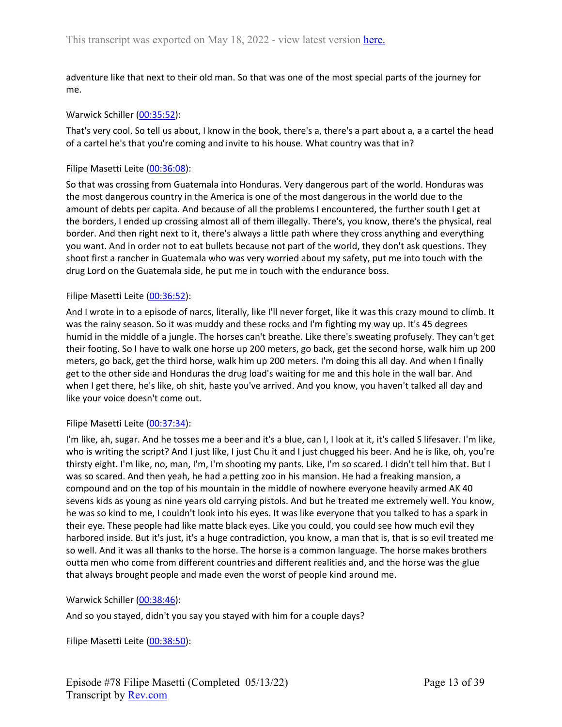adventure like that next to their old man. So that was one of the most special parts of the journey for me.

Warwick Schiller ([00:35:52](#)):

That's very cool. So tell us about, I know in the book, there's a, there's a part about a, a a cartel the head of a cartel he's that you're coming and invite to his house. What country was that in?

Filipe Masetti Leite ([00:36:08](#)):

So that was crossing from Guatemala into Honduras. Very dangerous part of the world. Honduras was the most dangerous country in the America is one of the most dangerous in the world due to the amount of debts per capita. And because of all the problems I encountered, the further south I get at the borders, I ended up crossing almost all of them illegally. There's, you know, there's the physical, real border. And then right next to it, there's always a little path where they cross anything and everything you want. And in order not to eat bullets because not part of the world, they don't ask questions. They shoot first a rancher in Guatemala who was very worried about my safety, put me into touch with the drug Lord on the Guatemala side, he put me in touch with the endurance boss.

Filipe Masetti Leite ([00:36:52](#)):

And I wrote in to a episode of narcs, literally, like I'll never forget, like it was this crazy mound to climb. It was the rainy season. So it was muddy and these rocks and I'm fighting my way up. It's 45 degrees humid in the middle of a jungle. The horses can't breathe. Like there's sweating profusely. They can't get their footing. So I have to walk one horse up 200 meters, go back, get the second horse, walk him up 200 meters, go back, get the third horse, walk him up 200 meters. I'm doing this all day. And when I finally get to the other side and Honduras the drug load's waiting for me and this hole in the wall bar. And when I get there, he's like, oh shit, haste you've arrived. And you know, you haven't talked all day and like your voice doesn't come out.

Filipe Masetti Leite ([00:37:34](#)):

I'm like, ah, sugar. And he tosses me a beer and it's a blue, can I, I look at it, it's called S lifesaver. I'm like, who is writing the script? And I just like, I just Chu it and I just chugged his beer. And he is like, oh, you're thirsty eight. I'm like, no, man, I'm, I'm shooting my pants. Like, I'm so scared. I didn't tell him that. But I was so scared. And then yeah, he had a petting zoo in his mansion. He had a freaking mansion, a compound and on the top of his mountain in the middle of nowhere everyone heavily armed AK 40 sevens kids as young as nine years old carrying pistols. And but he treated me extremely well. You know, he was so kind to me, I couldn't look into his eyes. It was like everyone that you talked to has a spark in their eye. These people had like matte black eyes. Like you could, you could see how much evil they harbored inside. But it's just, it's a huge contradiction, you know, a man that is, that is so evil treated me so well. And it was all thanks to the horse. The horse is a common language. The horse makes brothers outta men who come from different countries and different realities and, and the horse was the glue that always brought people and made even the worst of people kind around me.

Warwick Schiller ([00:38:46](#)):

And so you stayed, didn't you say you stayed with him for a couple days?

Filipe Masetti Leite ([00:38:50](#)):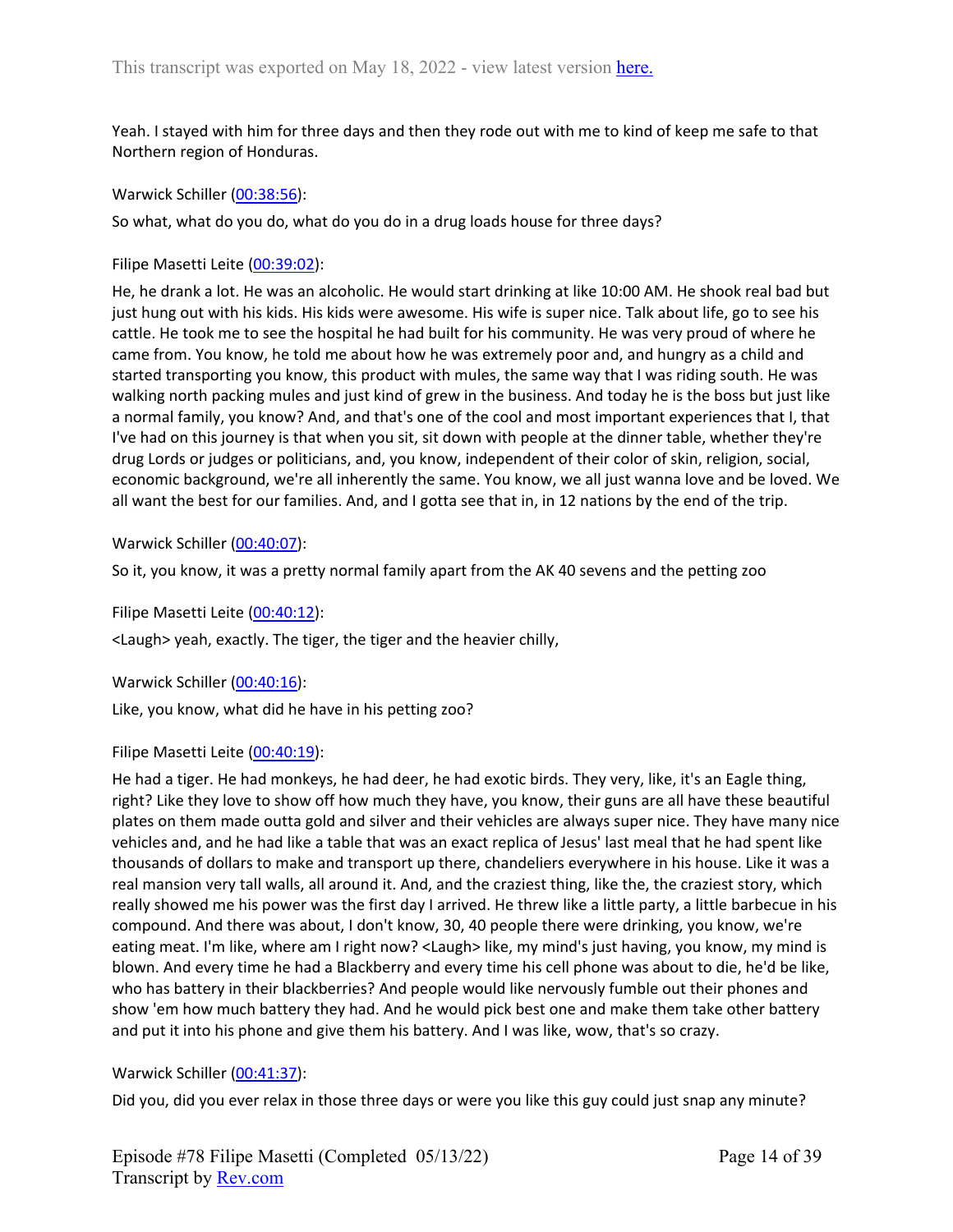Yeah. I stayed with him for three days and then they rode out with me to kind of keep me safe to that Northern region of Honduras.

Warwick Schiller ([00:38:56]()):

So what, what do you do, what do you do in a drug loads house for three days?

Filipe Masetti Leite ([00:39:02]()):

He, he drank a lot. He was an alcoholic. He would start drinking at like 10:00 AM. He shook real bad but just hung out with his kids. His kids were awesome. His wife is super nice. Talk about life, go to see his cattle. He took me to see the hospital he had built for his community. He was very proud of where he came from. You know, he told me about how he was extremely poor and, and hungry as a child and started transporting you know, this product with mules, the same way that I was riding south. He was walking north packing mules and just kind of grew in the business. And today he is the boss but just like a normal family, you know? And, and that's one of the cool and most important experiences that I, that I've had on this journey is that when you sit, sit down with people at the dinner table, whether they're drug Lords or judges or politicians, and, you know, independent of their color of skin, religion, social, economic background, we're all inherently the same. You know, we all just wanna love and be loved. We all want the best for our families. And, and I gotta see that in, in 12 nations by the end of the trip.

Warwick Schiller ([00:40:07]()):

So it, you know, it was a pretty normal family apart from the AK 40 sevens and the petting zoo

Filipe Masetti Leite ([00:40:12]()):

<Laugh> yeah, exactly. The tiger, the tiger and the heavier chilly,

Warwick Schiller ([00:40:16]()):

Like, you know, what did he have in his petting zoo?

Filipe Masetti Leite ([00:40:19]()):

He had a tiger. He had monkeys, he had deer, he had exotic birds. They very, like, it's an Eagle thing, right? Like they love to show off how much they have, you know, their guns are all have these beautiful plates on them made outta gold and silver and their vehicles are always super nice. They have many nice vehicles and, and he had like a table that was an exact replica of Jesus' last meal that he had spent like thousands of dollars to make and transport up there, chandeliers everywhere in his house. Like it was a real mansion very tall walls, all around it. And, and the craziest thing, like the, the craziest story, which really showed me his power was the first day I arrived. He threw like a little party, a little barbecue in his compound. And there was about, I don't know, 30, 40 people there were drinking, you know, we're eating meat. I'm like, where am I right now? <Laugh> like, my mind's just having, you know, my mind is blown. And every time he had a Blackberry and every time his cell phone was about to die, he'd be like, who has battery in their blackberries? And people would like nervously fumble out their phones and show 'em how much battery they had. And he would pick best one and make them take other battery and put it into his phone and give them his battery. And I was like, wow, that's so crazy.

Warwick Schiller ([00:41:37]()):

Did you, did you ever relax in those three days or were you like this guy could just snap any minute?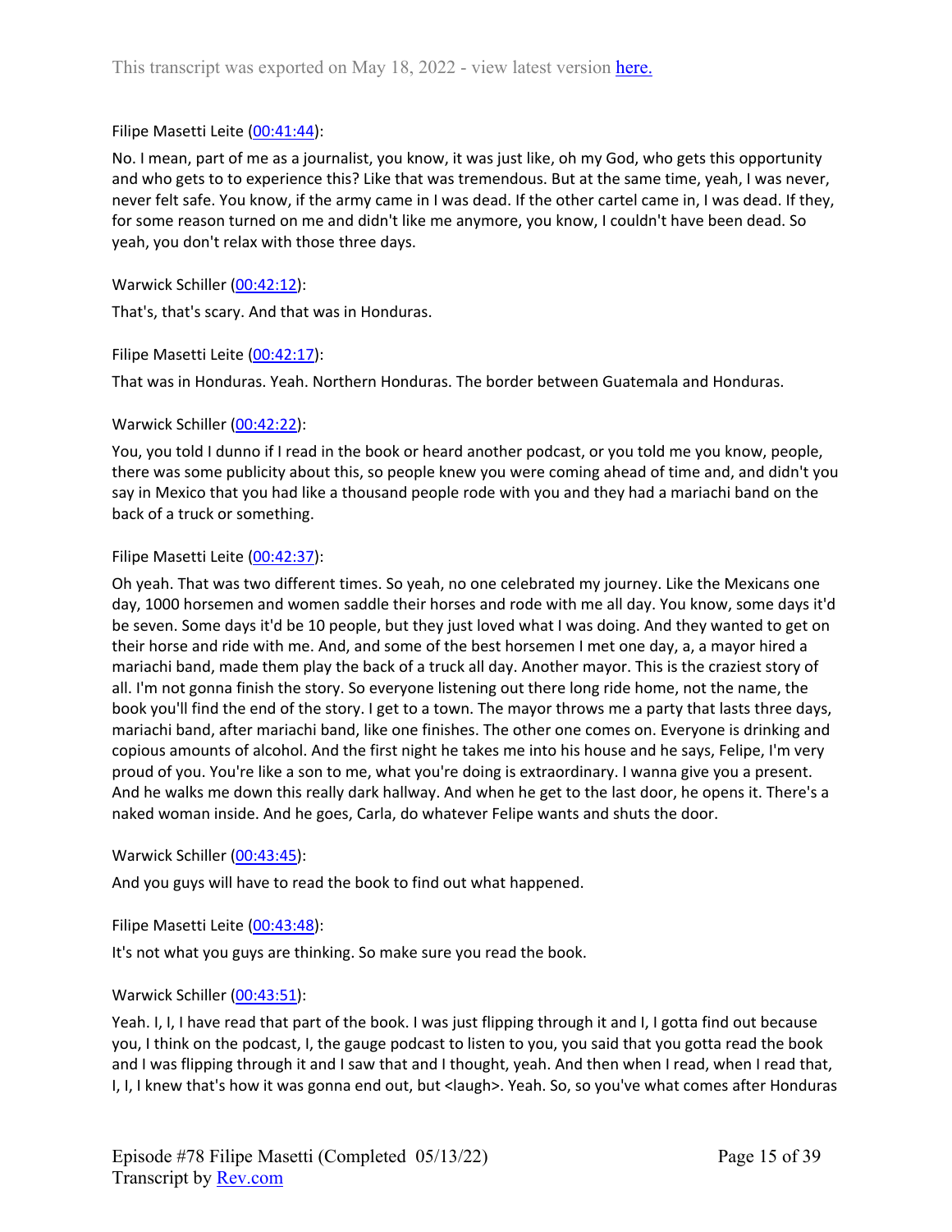Filipe Masetti Leite ([00:41:44](#)):

No. I mean, part of me as a journalist, you know, it was just like, oh my God, who gets this opportunity and who gets to to experience this? Like that was tremendous. But at the same time, yeah, I was never, never felt safe. You know, if the army came in I was dead. If the other cartel came in, I was dead. If they, for some reason turned on me and didn't like me anymore, you know, I couldn't have been dead. So yeah, you don't relax with those three days.

Warwick Schiller ([00:42:12](#)):

That's, that's scary. And that was in Honduras.

Filipe Masetti Leite ([00:42:17](#)):

That was in Honduras. Yeah. Northern Honduras. The border between Guatemala and Honduras.

Warwick Schiller ([00:42:22](#)):

You, you told I dunno if I read in the book or heard another podcast, or you told me you know, people, there was some publicity about this, so people knew you were coming ahead of time and, and didn't you say in Mexico that you had like a thousand people rode with you and they had a mariachi band on the back of a truck or something.

Filipe Masetti Leite ([00:42:37](#)):

Oh yeah. That was two different times. So yeah, no one celebrated my journey. Like the Mexicans one day, 1000 horsemen and women saddle their horses and rode with me all day. You know, some days it'd be seven. Some days it'd be 10 people, but they just loved what I was doing. And they wanted to get on their horse and ride with me. And, and some of the best horsemen I met one day, a, a mayor hired a mariachi band, made them play the back of a truck all day. Another mayor. This is the craziest story of all. I'm not gonna finish the story. So everyone listening out there long ride home, not the name, the book you'll find the end of the story. I get to a town. The mayor throws me a party that lasts three days, mariachi band, after mariachi band, like one finishes. The other one comes on. Everyone is drinking and copious amounts of alcohol. And the first night he takes me into his house and he says, Felipe, I'm very proud of you. You're like a son to me, what you're doing is extraordinary. I wanna give you a present. And he walks me down this really dark hallway. And when he get to the last door, he opens it. There's a naked woman inside. And he goes, Carla, do whatever Felipe wants and shuts the door.

Warwick Schiller ([00:43:45](#)):

And you guys will have to read the book to find out what happened.

Filipe Masetti Leite ([00:43:48](#)):

It's not what you guys are thinking. So make sure you read the book.

Warwick Schiller ([00:43:51](#)):

Yeah. I, I, I have read that part of the book. I was just flipping through it and I, I gotta find out because you, I think on the podcast, I, the gauge podcast to listen to you, you said that you gotta read the book and I was flipping through it and I saw that and I thought, yeah. And then when I read, when I read that, I, I, I knew that's how it was gonna end out, but <laugh>. Yeah. So, so you've what comes after Honduras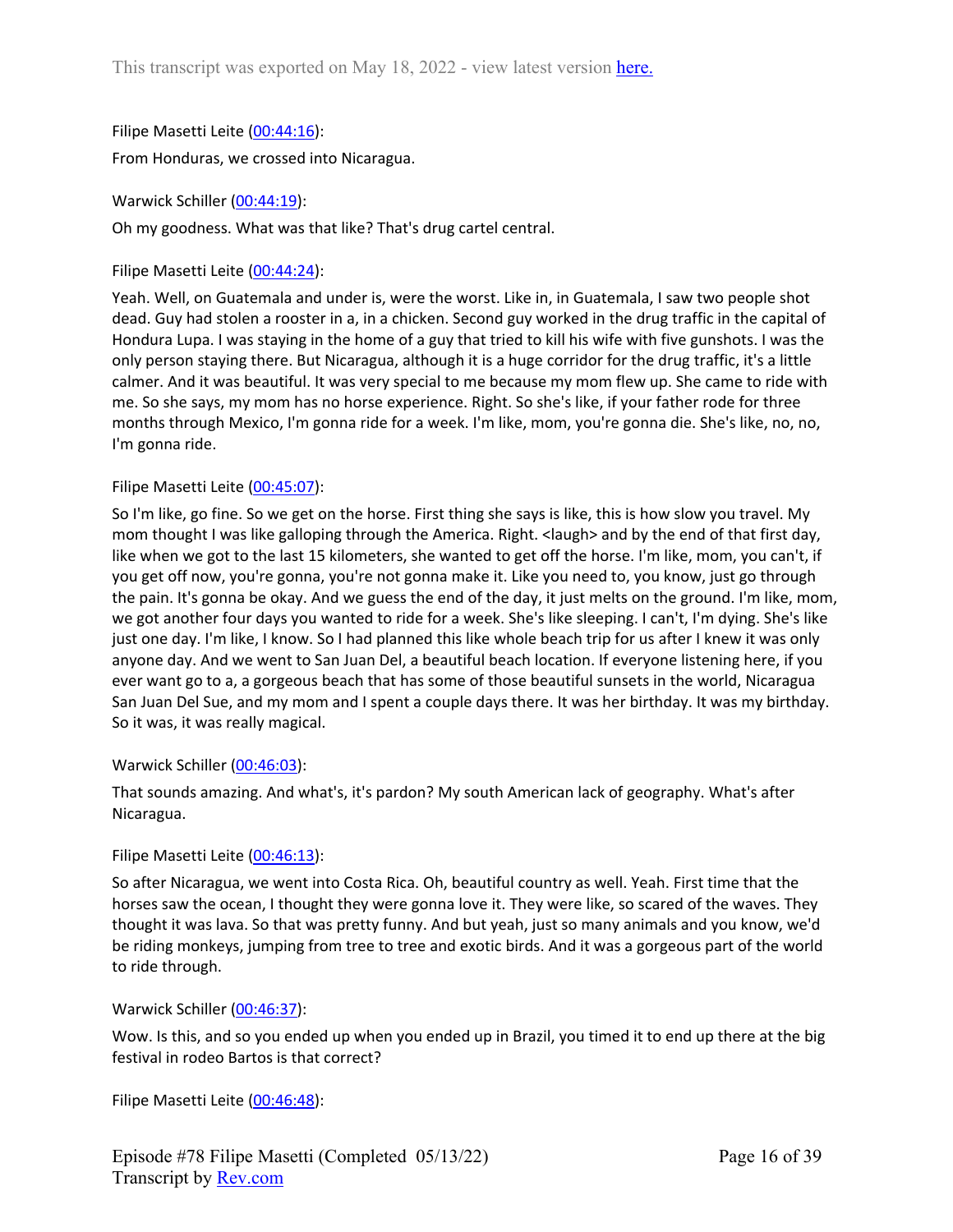Filipe Masetti Leite ([00:44:16](#)):

From Honduras, we crossed into Nicaragua.

Warwick Schiller ([00:44:19](#)):

Oh my goodness. What was that like? That's drug cartel central.

Filipe Masetti Leite ([00:44:24](#)):

Yeah. Well, on Guatemala and under is, were the worst. Like in, in Guatemala, I saw two people shot dead. Guy had stolen a rooster in a, in a chicken. Second guy worked in the drug traffic in the capital of Hondura Lupa. I was staying in the home of a guy that tried to kill his wife with five gunshots. I was the only person staying there. But Nicaragua, although it is a huge corridor for the drug traffic, it's a little calmer. And it was beautiful. It was very special to me because my mom flew up. She came to ride with me. So she says, my mom has no horse experience. Right. So she's like, if your father rode for three months through Mexico, I'm gonna ride for a week. I'm like, mom, you're gonna die. She's like, no, no, I'm gonna ride.

Filipe Masetti Leite ([00:45:07](#)):

So I'm like, go fine. So we get on the horse. First thing she says is like, this is how slow you travel. My mom thought I was like galloping through the America. Right. <laugh> and by the end of that first day, like when we got to the last 15 kilometers, she wanted to get off the horse. I'm like, mom, you can't, if you get off now, you're gonna, you're not gonna make it. Like you need to, you know, just go through the pain. It's gonna be okay. And we guess the end of the day, it just melts on the ground. I'm like, mom, we got another four days you wanted to ride for a week. She's like sleeping. I can't, I'm dying. She's like just one day. I'm like, I know. So I had planned this like whole beach trip for us after I knew it was only anyone day. And we went to San Juan Del, a beautiful beach location. If everyone listening here, if you ever want go to a, a gorgeous beach that has some of those beautiful sunsets in the world, Nicaragua San Juan Del Sue, and my mom and I spent a couple days there. It was her birthday. It was my birthday. So it was, it was really magical.

Warwick Schiller ([00:46:03](#)):

That sounds amazing. And what's, it's pardon? My south American lack of geography. What's after Nicaragua.

Filipe Masetti Leite ([00:46:13](#)):

So after Nicaragua, we went into Costa Rica. Oh, beautiful country as well. Yeah. First time that the horses saw the ocean, I thought they were gonna love it. They were like, so scared of the waves. They thought it was lava. So that was pretty funny. And but yeah, just so many animals and you know, we'd be riding monkeys, jumping from tree to tree and exotic birds. And it was a gorgeous part of the world to ride through.

Warwick Schiller ([00:46:37](#)):

Wow. Is this, and so you ended up when you ended up in Brazil, you timed it to end up there at the big festival in rodeo Bartos is that correct?

Filipe Masetti Leite ([00:46:48](#)):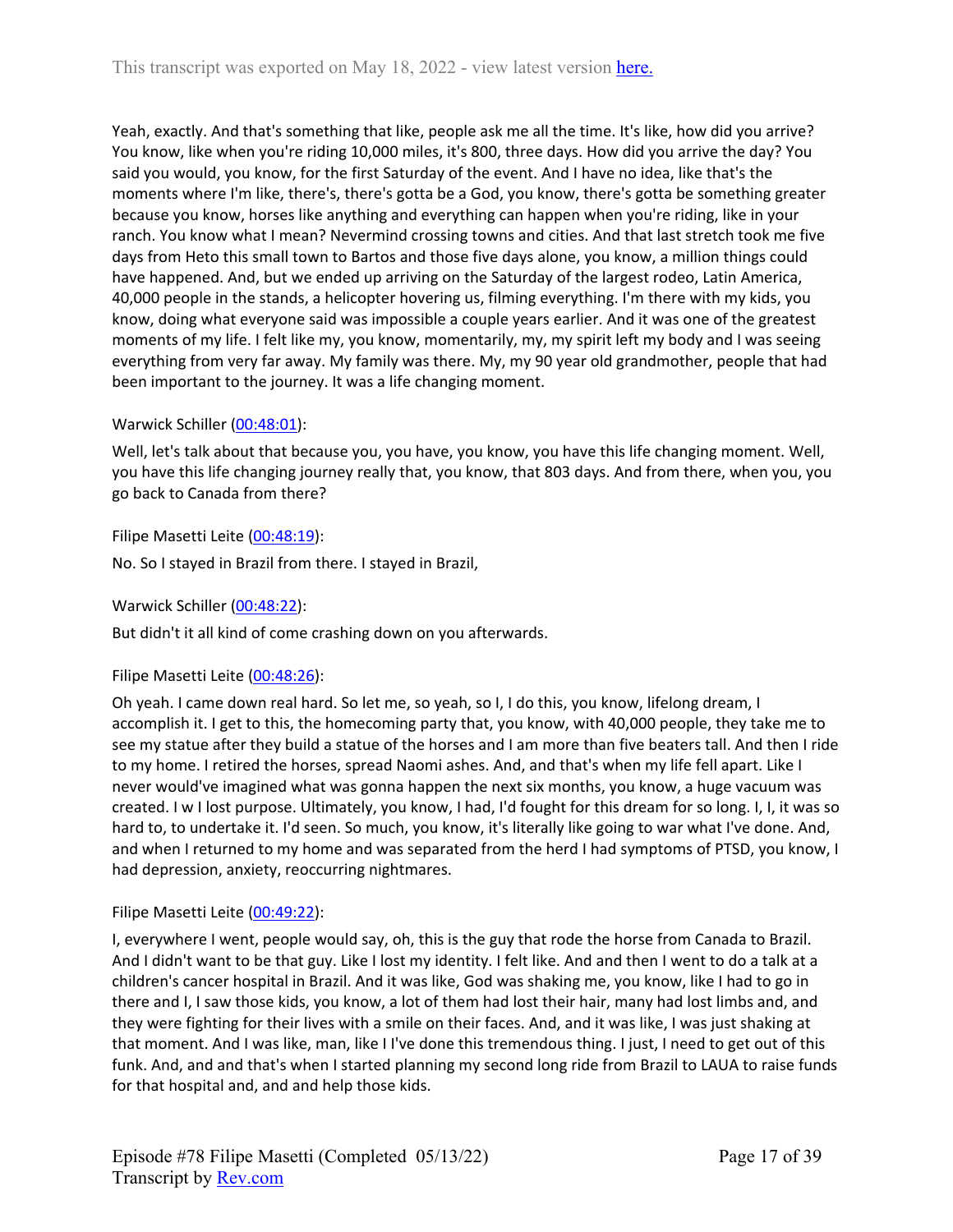Yeah, exactly. And that's something that like, people ask me all the time. It's like, how did you arrive? You know, like when you're riding 10,000 miles, it's 800, three days. How did you arrive the day? You said you would, you know, for the first Saturday of the event. And I have no idea, like that's the moments where I'm like, there's, there's gotta be a God, you know, there's gotta be something greater because you know, horses like anything and everything can happen when you're riding, like in your ranch. You know what I mean? Nevermind crossing towns and cities. And that last stretch took me five days from Heto this small town to Bartos and those five days alone, you know, a million things could have happened. And, but we ended up arriving on the Saturday of the largest rodeo, Latin America, 40,000 people in the stands, a helicopter hovering us, filming everything. I'm there with my kids, you know, doing what everyone said was impossible a couple years earlier. And it was one of the greatest moments of my life. I felt like my, you know, momentarily, my, my spirit left my body and I was seeing everything from very far away. My family was there. My, my 90 year old grandmother, people that had been important to the journey. It was a life changing moment.

Warwick Schiller ([00:48:01](#)):

Well, let's talk about that because you, you have, you know, you have this life changing moment. Well, you have this life changing journey really that, you know, that 803 days. And from there, when you, you go back to Canada from there?

Filipe Masetti Leite ([00:48:19](#)):

No. So I stayed in Brazil from there. I stayed in Brazil,

Warwick Schiller ([00:48:22](#)):

But didn't it all kind of come crashing down on you afterwards.

Filipe Masetti Leite ([00:48:26](#)):

Oh yeah. I came down real hard. So let me, so yeah, so I, I do this, you know, lifelong dream, I accomplish it. I get to this, the homecoming party that, you know, with 40,000 people, they take me to see my statue after they build a statue of the horses and I am more than five beaters tall. And then I ride to my home. I retired the horses, spread Naomi ashes. And, and that's when my life fell apart. Like I never would've imagined what was gonna happen the next six months, you know, a huge vacuum was created. I w I lost purpose. Ultimately, you know, I had, I'd fought for this dream for so long. I, I, it was so hard to, to undertake it. I'd seen. So much, you know, it's literally like going to war what I've done. And, and when I returned to my home and was separated from the herd I had symptoms of PTSD, you know, I had depression, anxiety, reoccurring nightmares.

Filipe Masetti Leite ([00:49:22](#)):

I, everywhere I went, people would say, oh, this is the guy that rode the horse from Canada to Brazil. And I didn't want to be that guy. Like I lost my identity. I felt like. And and then I went to do a talk at a children's cancer hospital in Brazil. And it was like, God was shaking me, you know, like I had to go in there and I, I saw those kids, you know, a lot of them had lost their hair, many had lost limbs and, and they were fighting for their lives with a smile on their faces. And, and it was like, I was just shaking at that moment. And I was like, man, like I I've done this tremendous thing. I just, I need to get out of this funk. And, and and that's when I started planning my second long ride from Brazil to LAUA to raise funds for that hospital and, and and help those kids.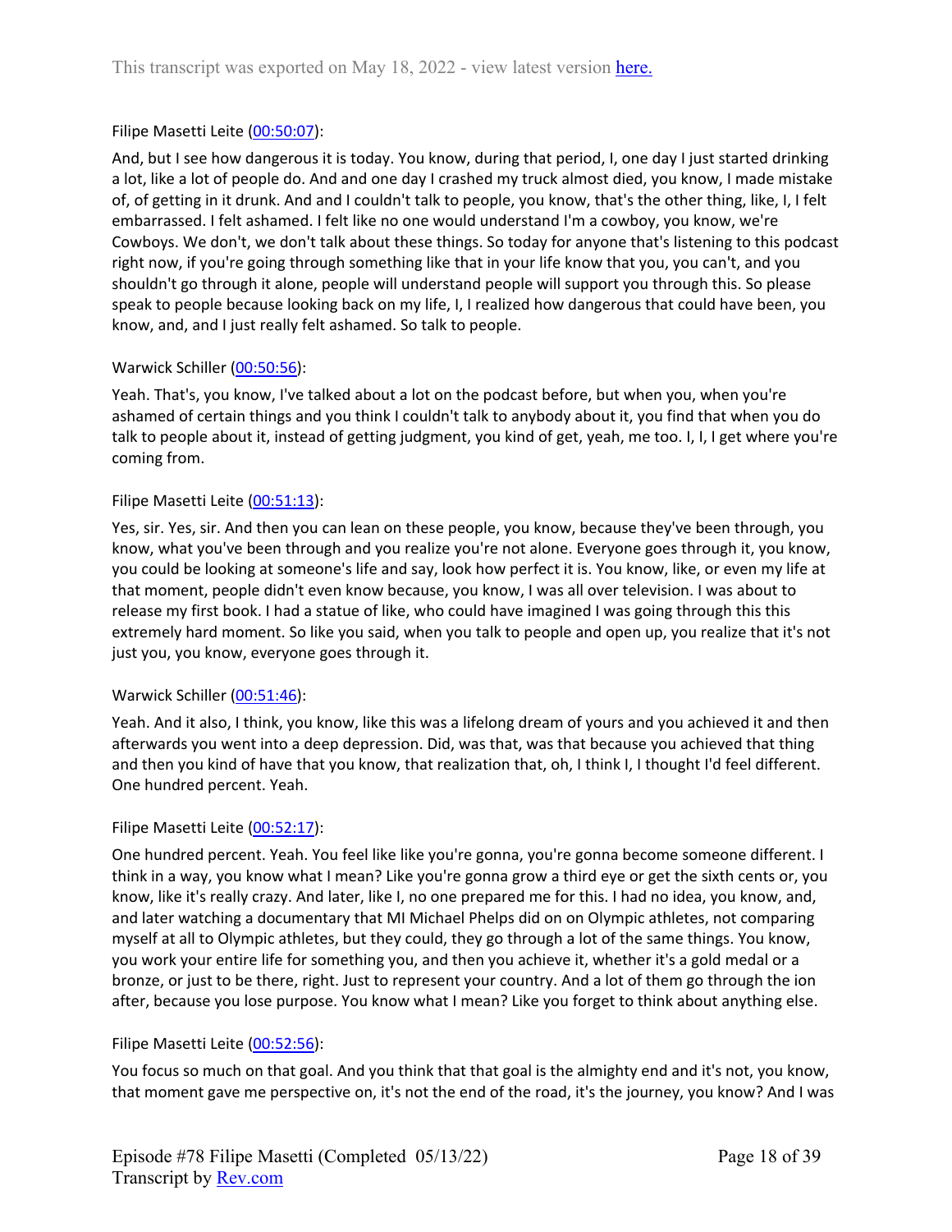Filipe Masetti Leite ([00:50:07]()):

And, but I see how dangerous it is today. You know, during that period, I, one day I just started drinking a lot, like a lot of people do. And and one day I crashed my truck almost died, you know, I made mistake of, of getting in it drunk. And and I couldn't talk to people, you know, that's the other thing, like, I, I felt embarrassed. I felt ashamed. I felt like no one would understand I'm a cowboy, you know, we're Cowboys. We don't, we don't talk about these things. So today for anyone that's listening to this podcast right now, if you're going through something like that in your life know that you, you can't, and you shouldn't go through it alone, people will understand people will support you through this. So please speak to people because looking back on my life, I, I realized how dangerous that could have been, you know, and, and I just really felt ashamed. So talk to people.

Warwick Schiller ([00:50:56]()):

Yeah. That's, you know, I've talked about a lot on the podcast before, but when you, when you're ashamed of certain things and you think I couldn't talk to anybody about it, you find that when you do talk to people about it, instead of getting judgment, you kind of get, yeah, me too. I, I, I get where you're coming from.

Filipe Masetti Leite ([00:51:13]()):

Yes, sir. Yes, sir. And then you can lean on these people, you know, because they've been through, you know, what you've been through and you realize you're not alone. Everyone goes through it, you know, you could be looking at someone's life and say, look how perfect it is. You know, like, or even my life at that moment, people didn't even know because, you know, I was all over television. I was about to release my first book. I had a statue of like, who could have imagined I was going through this this extremely hard moment. So like you said, when you talk to people and open up, you realize that it's not just you, you know, everyone goes through it.

Warwick Schiller ([00:51:46]()):

Yeah. And it also, I think, you know, like this was a lifelong dream of yours and you achieved it and then afterwards you went into a deep depression. Did, was that, was that because you achieved that thing and then you kind of have that you know, that realization that, oh, I think I, I thought I'd feel different. One hundred percent. Yeah.

Filipe Masetti Leite ([00:52:17]()):

One hundred percent. Yeah. You feel like like you're gonna, you're gonna become someone different. I think in a way, you know what I mean? Like you're gonna grow a third eye or get the sixth cents or, you know, like it's really crazy. And later, like I, no one prepared me for this. I had no idea, you know, and, and later watching a documentary that MI Michael Phelps did on on Olympic athletes, not comparing myself at all to Olympic athletes, but they could, they go through a lot of the same things. You know, you work your entire life for something you, and then you achieve it, whether it's a gold medal or a bronze, or just to be there, right. Just to represent your country. And a lot of them go through the ion after, because you lose purpose. You know what I mean? Like you forget to think about anything else.

Filipe Masetti Leite ([00:52:56]()):

You focus so much on that goal. And you think that that goal is the almighty end and it's not, you know, that moment gave me perspective on, it's not the end of the road, it's the journey, you know? And I was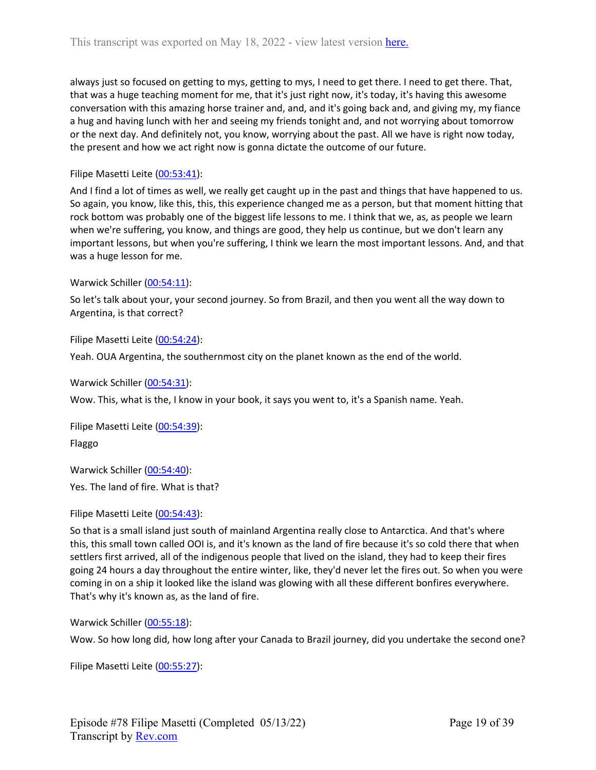always just so focused on getting to mys, getting to mys, I need to get there. I need to get there. That, that was a huge teaching moment for me, that it's just right now, it's today, it's having this awesome conversation with this amazing horse trainer and, and, and it's going back and, and giving my, my fiance a hug and having lunch with her and seeing my friends tonight and, and not worrying about tomorrow or the next day. And definitely not, you know, worrying about the past. All we have is right now today, the present and how we act right now is gonna dictate the outcome of our future.

Filipe Masetti Leite (00:53:41):

And I find a lot of times as well, we really get caught up in the past and things that have happened to us. So again, you know, like this, this, this experience changed me as a person, but that moment hitting that rock bottom was probably one of the biggest life lessons to me. I think that we, as, as people we learn when we're suffering, you know, and things are good, they help us continue, but we don't learn any important lessons, but when you're suffering, I think we learn the most important lessons. And, and that was a huge lesson for me.

Warwick Schiller (00:54:11):

So let's talk about your, your second journey. So from Brazil, and then you went all the way down to Argentina, is that correct?

Filipe Masetti Leite (00:54:24):

Yeah. OUA Argentina, the southernmost city on the planet known as the end of the world.

Warwick Schiller (00:54:31):

Wow. This, what is the, I know in your book, it says you went to, it's a Spanish name. Yeah.

Filipe Masetti Leite (00:54:39):

Flaggo

Warwick Schiller (00:54:40):

Yes. The land of fire. What is that?

Filipe Masetti Leite (00:54:43):

So that is a small island just south of mainland Argentina really close to Antarctica. And that's where this, this small town called OOI is, and it's known as the land of fire because it's so cold there that when settlers first arrived, all of the indigenous people that lived on the island, they had to keep their fires going 24 hours a day throughout the entire winter, like, they'd never let the fires out. So when you were coming in on a ship it looked like the island was glowing with all these different bonfires everywhere. That's why it's known as, as the land of fire.

Warwick Schiller (00:55:18):

Wow. So how long did, how long after your Canada to Brazil journey, did you undertake the second one?

Filipe Masetti Leite (00:55:27):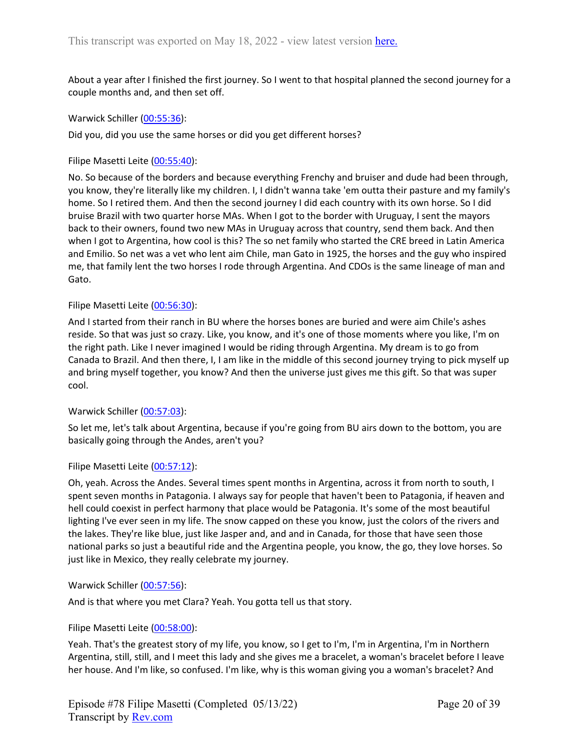About a year after I finished the first journey. So I went to that hospital planned the second journey for a couple months and, and then set off.

Warwick Schiller ([00:55:36]()):

Did you, did you use the same horses or did you get different horses?

Filipe Masetti Leite ([00:55:40]()):

No. So because of the borders and because everything Frenchy and bruiser and dude had been through, you know, they're literally like my children. I, I didn't wanna take 'em outta their pasture and my family's home. So I retired them. And then the second journey I did each country with its own horse. So I did bruise Brazil with two quarter horse MAs. When I got to the border with Uruguay, I sent the mayors back to their owners, found two new MAs in Uruguay across that country, send them back. And then when I got to Argentina, how cool is this? The so net family who started the CRE breed in Latin America and Emilio. So net was a vet who lent aim Chile, man Gato in 1925, the horses and the guy who inspired me, that family lent the two horses I rode through Argentina. And CDOs is the same lineage of man and Gato.

Filipe Masetti Leite ([00:56:30]()):

And I started from their ranch in BU where the horses bones are buried and were aim Chile's ashes reside. So that was just so crazy. Like, you know, and it's one of those moments where you like, I'm on the right path. Like I never imagined I would be riding through Argentina. My dream is to go from Canada to Brazil. And then there, I, I am like in the middle of this second journey trying to pick myself up and bring myself together, you know? And then the universe just gives me this gift. So that was super cool.

Warwick Schiller ([00:57:03]()):

So let me, let's talk about Argentina, because if you're going from BU airs down to the bottom, you are basically going through the Andes, aren't you?

Filipe Masetti Leite ([00:57:12]()):

Oh, yeah. Across the Andes. Several times spent months in Argentina, across it from north to south, I spent seven months in Patagonia. I always say for people that haven't been to Patagonia, if heaven and hell could coexist in perfect harmony that place would be Patagonia. It's some of the most beautiful lighting I've ever seen in my life. The snow capped on these you know, just the colors of the rivers and the lakes. They're like blue, just like Jasper and, and and in Canada, for those that have seen those national parks so just a beautiful ride and the Argentina people, you know, the go, they love horses. So just like in Mexico, they really celebrate my journey.

Warwick Schiller ([00:57:56]()):

And is that where you met Clara? Yeah. You gotta tell us that story.

Filipe Masetti Leite ([00:58:00]()):

Yeah. That's the greatest story of my life, you know, so I get to I'm, I'm in Argentina, I'm in Northern Argentina, still, still, and I meet this lady and she gives me a bracelet, a woman's bracelet before I leave her house. And I'm like, so confused. I'm like, why is this woman giving you a woman's bracelet? And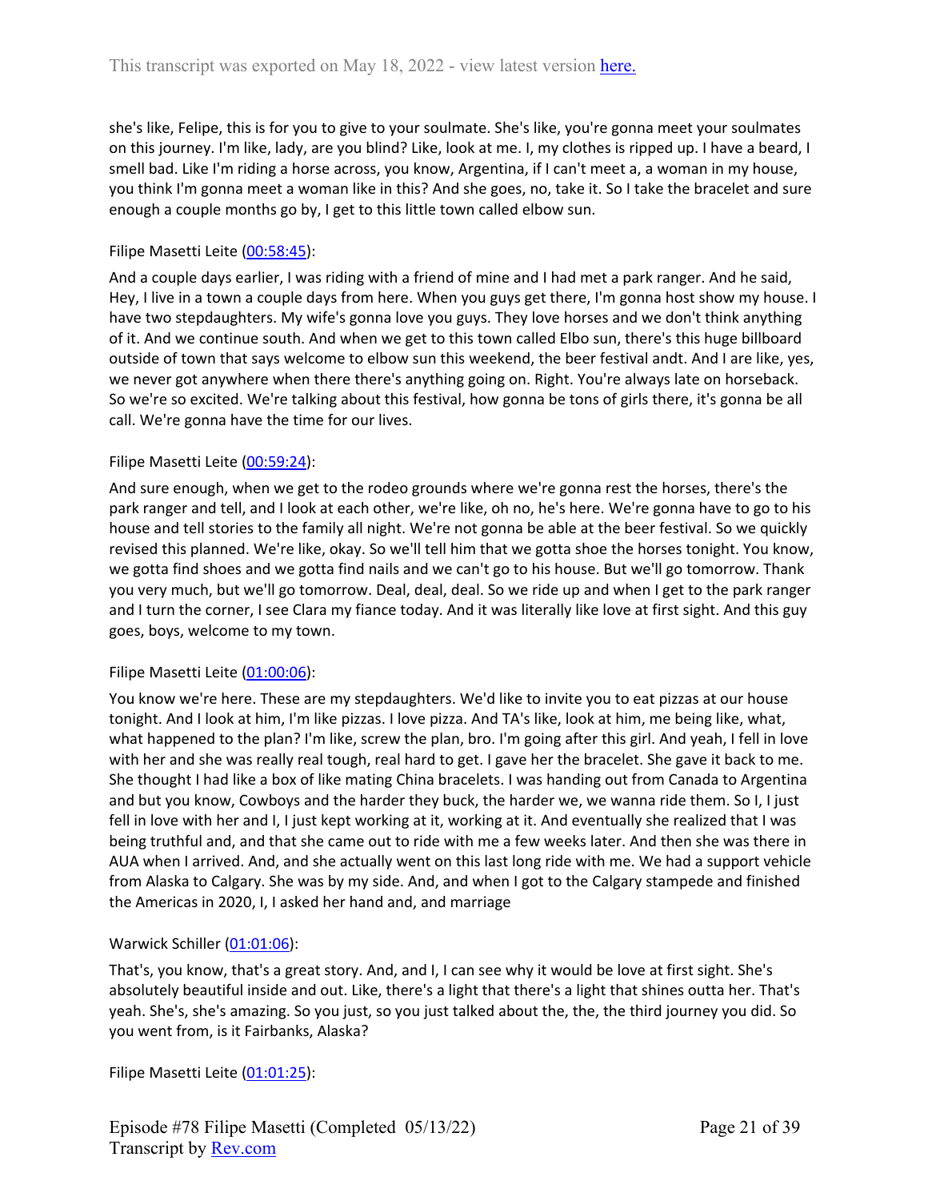she's like, Felipe, this is for you to give to your soulmate. She's like, you're gonna meet your soulmates on this journey. I'm like, lady, are you blind? Like, look at me. I, my clothes is ripped up. I have a beard, I smell bad. Like I'm riding a horse across, you know, Argentina, if I can't meet a, a woman in my house, you think I'm gonna meet a woman like in this? And she goes, no, take it. So I take the bracelet and sure enough a couple months go by, I get to this little town called elbow sun.

Filipe Masetti Leite (00:58:45):

And a couple days earlier, I was riding with a friend of mine and I had met a park ranger. And he said, Hey, I live in a town a couple days from here. When you guys get there, I'm gonna host show my house. I have two stepdaughters. My wife's gonna love you guys. They love horses and we don't think anything of it. And we continue south. And when we get to this town called Elbo sun, there's this huge billboard outside of town that says welcome to elbow sun this weekend, the beer festival andt. And I are like, yes, we never got anywhere when there there's anything going on. Right. You're always late on horseback. So we're so excited. We're talking about this festival, how gonna be tons of girls there, it's gonna be all call. We're gonna have the time for our lives.

Filipe Masetti Leite (00:59:24):

And sure enough, when we get to the rodeo grounds where we're gonna rest the horses, there's the park ranger and tell, and I look at each other, we're like, oh no, he's here. We're gonna have to go to his house and tell stories to the family all night. We're not gonna be able at the beer festival. So we quickly revised this planned. We're like, okay. So we'll tell him that we gotta shoe the horses tonight. You know, we gotta find shoes and we gotta find nails and we can't go to his house. But we'll go tomorrow. Thank you very much, but we'll go tomorrow. Deal, deal, deal. So we ride up and when I get to the park ranger and I turn the corner, I see Clara my fiance today. And it was literally like love at first sight. And this guy goes, boys, welcome to my town.

Filipe Masetti Leite (01:00:06):

You know we're here. These are my stepdaughters. We'd like to invite you to eat pizzas at our house tonight. And I look at him, I'm like pizzas. I love pizza. And TA's like, look at him, me being like, what, what happened to the plan? I'm like, screw the plan, bro. I'm going after this girl. And yeah, I fell in love with her and she was really real tough, real hard to get. I gave her the bracelet. She gave it back to me. She thought I had like a box of like mating China bracelets. I was handing out from Canada to Argentina and but you know, Cowboys and the harder they buck, the harder we, we wanna ride them. So I, I just fell in love with her and I, I just kept working at it, working at it. And eventually she realized that I was being truthful and, and that she came out to ride with me a few weeks later. And then she was there in AUA when I arrived. And, and she actually went on this last long ride with me. We had a support vehicle from Alaska to Calgary. She was by my side. And, and when I got to the Calgary stampede and finished the Americas in 2020, I, I asked her hand and, and marriage

Warwick Schiller (01:01:06):

That's, you know, that's a great story. And, and I, I can see why it would be love at first sight. She's absolutely beautiful inside and out. Like, there's a light that there's a light that shines outta her. That's yeah. She's, she's amazing. So you just, so you just talked about the, the, the third journey you did. So you went from, is it Fairbanks, Alaska?

Filipe Masetti Leite (01:01:25):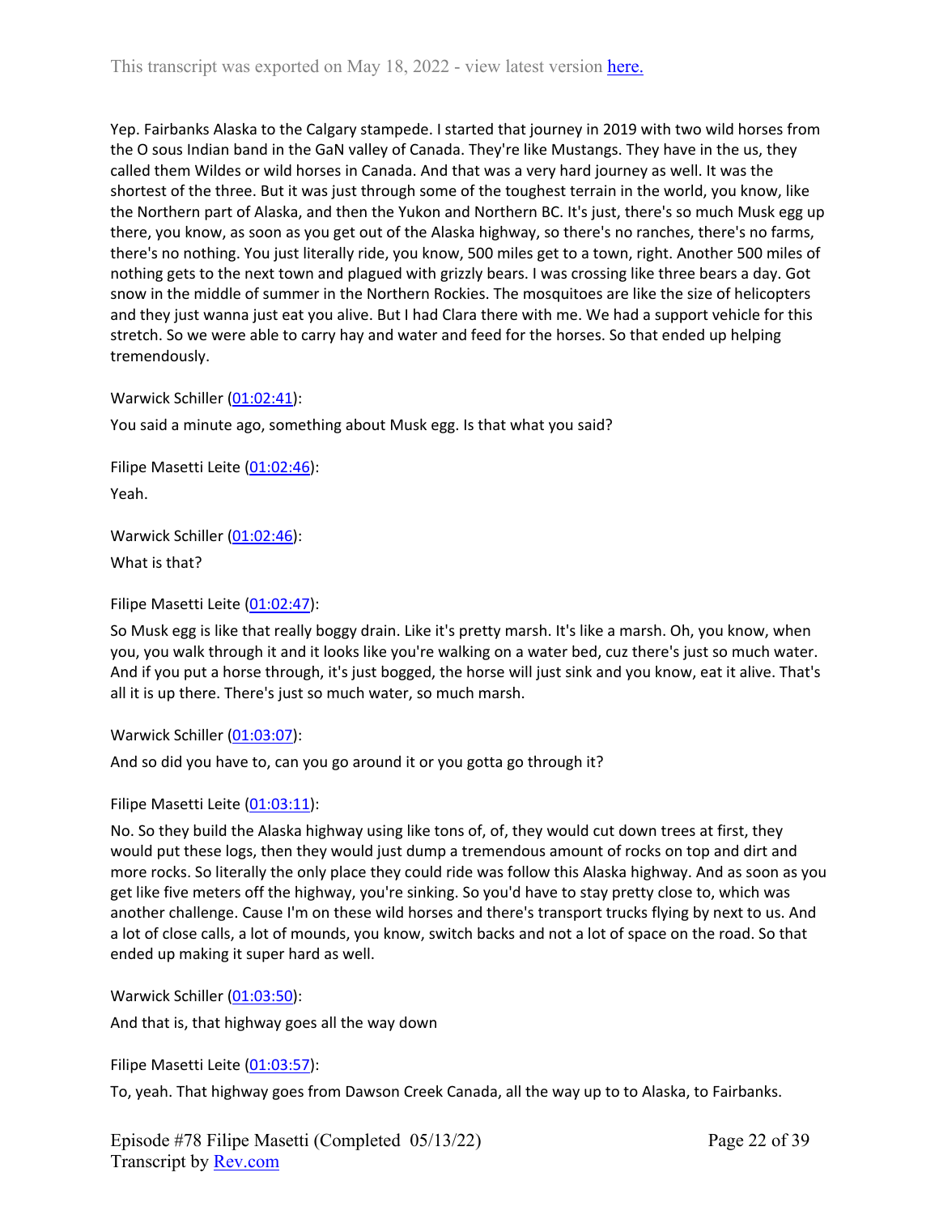Yep. Fairbanks Alaska to the Calgary stampede. I started that journey in 2019 with two wild horses from the O sous Indian band in the GaN valley of Canada. They're like Mustangs. They have in the us, they called them Wildes or wild horses in Canada. And that was a very hard journey as well. It was the shortest of the three. But it was just through some of the toughest terrain in the world, you know, like the Northern part of Alaska, and then the Yukon and Northern BC. It's just, there's so much Musk egg up there, you know, as soon as you get out of the Alaska highway, so there's no ranches, there's no farms, there's no nothing. You just literally ride, you know, 500 miles get to a town, right. Another 500 miles of nothing gets to the next town and plagued with grizzly bears. I was crossing like three bears a day. Got snow in the middle of summer in the Northern Rockies. The mosquitoes are like the size of helicopters and they just wanna just eat you alive. But I had Clara there with me. We had a support vehicle for this stretch. So we were able to carry hay and water and feed for the horses. So that ended up helping tremendously.

Warwick Schiller ([01:02:41]()):

You said a minute ago, something about Musk egg. Is that what you said?

Filipe Masetti Leite ([01:02:46]()):

Yeah.

Warwick Schiller ([01:02:46]()):

What is that?

Filipe Masetti Leite ([01:02:47]()):

So Musk egg is like that really boggy drain. Like it's pretty marsh. It's like a marsh. Oh, you know, when you, you walk through it and it looks like you're walking on a water bed, cuz there's just so much water. And if you put a horse through, it's just bogged, the horse will just sink and you know, eat it alive. That's all it is up there. There's just so much water, so much marsh.

Warwick Schiller ([01:03:07]()):

And so did you have to, can you go around it or you gotta go through it?

Filipe Masetti Leite ([01:03:11]()):

No. So they build the Alaska highway using like tons of, of, they would cut down trees at first, they would put these logs, then they would just dump a tremendous amount of rocks on top and dirt and more rocks. So literally the only place they could ride was follow this Alaska highway. And as soon as you get like five meters off the highway, you're sinking. So you'd have to stay pretty close to, which was another challenge. Cause I'm on these wild horses and there's transport trucks flying by next to us. And a lot of close calls, a lot of mounds, you know, switch backs and not a lot of space on the road. So that ended up making it super hard as well.

Warwick Schiller ([01:03:50]()):

And that is, that highway goes all the way down

Filipe Masetti Leite ([01:03:57]()):

To, yeah. That highway goes from Dawson Creek Canada, all the way up to to Alaska, to Fairbanks.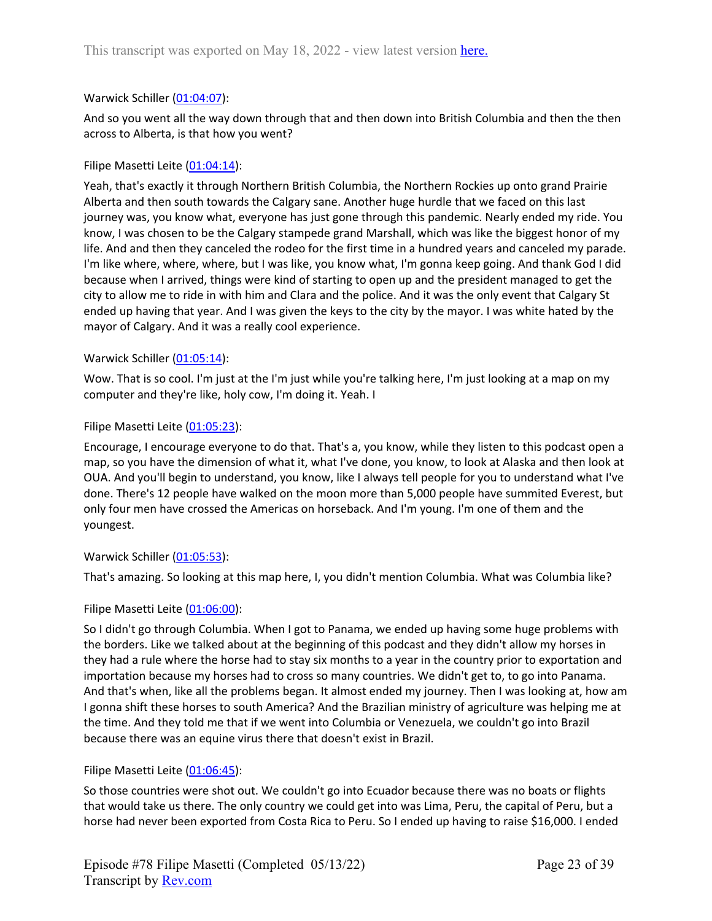Warwick Schiller ([01:04:07](#)):

And so you went all the way down through that and then down into British Columbia and then the then across to Alberta, is that how you went?

Filipe Masetti Leite ([01:04:14](#)):

Yeah, that's exactly it through Northern British Columbia, the Northern Rockies up onto grand Prairie Alberta and then south towards the Calgary sane. Another huge hurdle that we faced on this last journey was, you know what, everyone has just gone through this pandemic. Nearly ended my ride. You know, I was chosen to be the Calgary stampede grand Marshall, which was like the biggest honor of my life. And and then they canceled the rodeo for the first time in a hundred years and canceled my parade. I'm like where, where, where, but I was like, you know what, I'm gonna keep going. And thank God I did because when I arrived, things were kind of starting to open up and the president managed to get the city to allow me to ride in with him and Clara and the police. And it was the only event that Calgary St ended up having that year. And I was given the keys to the city by the mayor. I was white hated by the mayor of Calgary. And it was a really cool experience.

Warwick Schiller ([01:05:14](#)):

Wow. That is so cool. I'm just at the I'm just while you're talking here, I'm just looking at a map on my computer and they're like, holy cow, I'm doing it. Yeah. I

Filipe Masetti Leite ([01:05:23](#)):

Encourage, I encourage everyone to do that. That's a, you know, while they listen to this podcast open a map, so you have the dimension of what it, what I've done, you know, to look at Alaska and then look at OUA. And you'll begin to understand, you know, like I always tell people for you to understand what I've done. There's 12 people have walked on the moon more than 5,000 people have summited Everest, but only four men have crossed the Americas on horseback. And I'm young. I'm one of them and the youngest.

Warwick Schiller ([01:05:53](#)):

That's amazing. So looking at this map here, I, you didn't mention Columbia. What was Columbia like?

Filipe Masetti Leite ([01:06:00](#)):

So I didn't go through Columbia. When I got to Panama, we ended up having some huge problems with the borders. Like we talked about at the beginning of this podcast and they didn't allow my horses in they had a rule where the horse had to stay six months to a year in the country prior to exportation and importation because my horses had to cross so many countries. We didn't get to, to go into Panama. And that's when, like all the problems began. It almost ended my journey. Then I was looking at, how am I gonna shift these horses to south America? And the Brazilian ministry of agriculture was helping me at the time. And they told me that if we went into Columbia or Venezuela, we couldn't go into Brazil because there was an equine virus there that doesn't exist in Brazil.

Filipe Masetti Leite ([01:06:45](#)):

So those countries were shot out. We couldn't go into Ecuador because there was no boats or flights that would take us there. The only country we could get into was Lima, Peru, the capital of Peru, but a horse had never been exported from Costa Rica to Peru. So I ended up having to raise $16,000. I ended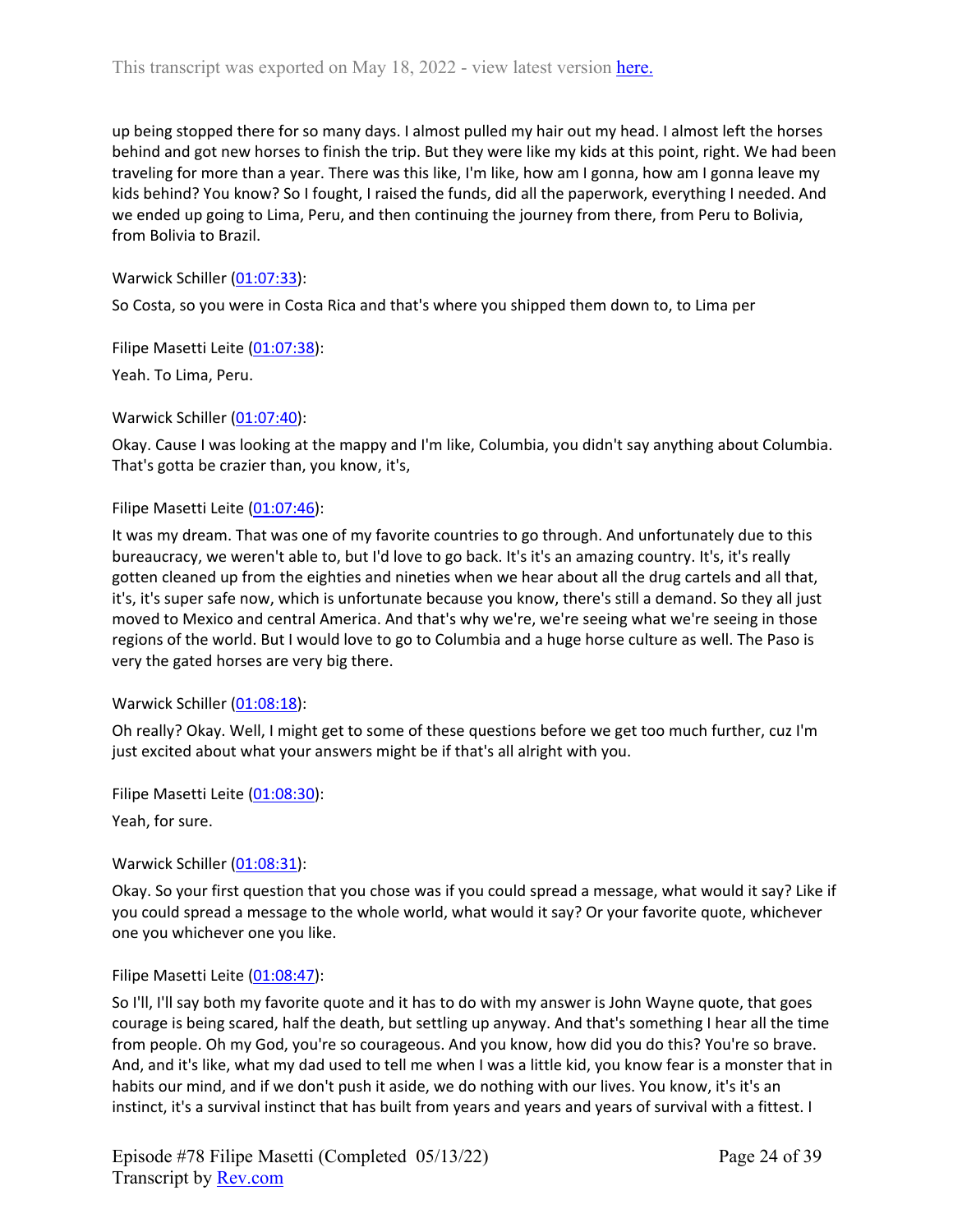up being stopped there for so many days. I almost pulled my hair out my head. I almost left the horses behind and got new horses to finish the trip. But they were like my kids at this point, right. We had been traveling for more than a year. There was this like, I'm like, how am I gonna, how am I gonna leave my kids behind? You know? So I fought, I raised the funds, did all the paperwork, everything I needed. And we ended up going to Lima, Peru, and then continuing the journey from there, from Peru to Bolivia, from Bolivia to Brazil.

Warwick Schiller ([01:07:33](#)):

So Costa, so you were in Costa Rica and that's where you shipped them down to, to Lima per

Filipe Masetti Leite ([01:07:38](#)):

Yeah. To Lima, Peru.

Warwick Schiller ([01:07:40](#)):

Okay. Cause I was looking at the mappy and I'm like, Columbia, you didn't say anything about Columbia. That's gotta be crazier than, you know, it's,

Filipe Masetti Leite ([01:07:46](#)):

It was my dream. That was one of my favorite countries to go through. And unfortunately due to this bureaucracy, we weren't able to, but I'd love to go back. It's it's an amazing country. It's, it's really gotten cleaned up from the eighties and nineties when we hear about all the drug cartels and all that, it's, it's super safe now, which is unfortunate because you know, there's still a demand. So they all just moved to Mexico and central America. And that's why we're, we're seeing what we're seeing in those regions of the world. But I would love to go to Columbia and a huge horse culture as well. The Paso is very the gated horses are very big there.

Warwick Schiller ([01:08:18](#)):

Oh really? Okay. Well, I might get to some of these questions before we get too much further, cuz I'm just excited about what your answers might be if that's all alright with you.

Filipe Masetti Leite ([01:08:30](#)):

Yeah, for sure.

Warwick Schiller ([01:08:31](#)):

Okay. So your first question that you chose was if you could spread a message, what would it say? Like if you could spread a message to the whole world, what would it say? Or your favorite quote, whichever one you whichever one you like.

Filipe Masetti Leite ([01:08:47](#)):

So I'll, I'll say both my favorite quote and it has to do with my answer is John Wayne quote, that goes courage is being scared, half the death, but settling up anyway. And that's something I hear all the time from people. Oh my God, you're so courageous. And you know, how did you do this? You're so brave. And, and it's like, what my dad used to tell me when I was a little kid, you know fear is a monster that in habits our mind, and if we don't push it aside, we do nothing with our lives. You know, it's it's an instinct, it's a survival instinct that has built from years and years and years of survival with a fittest. I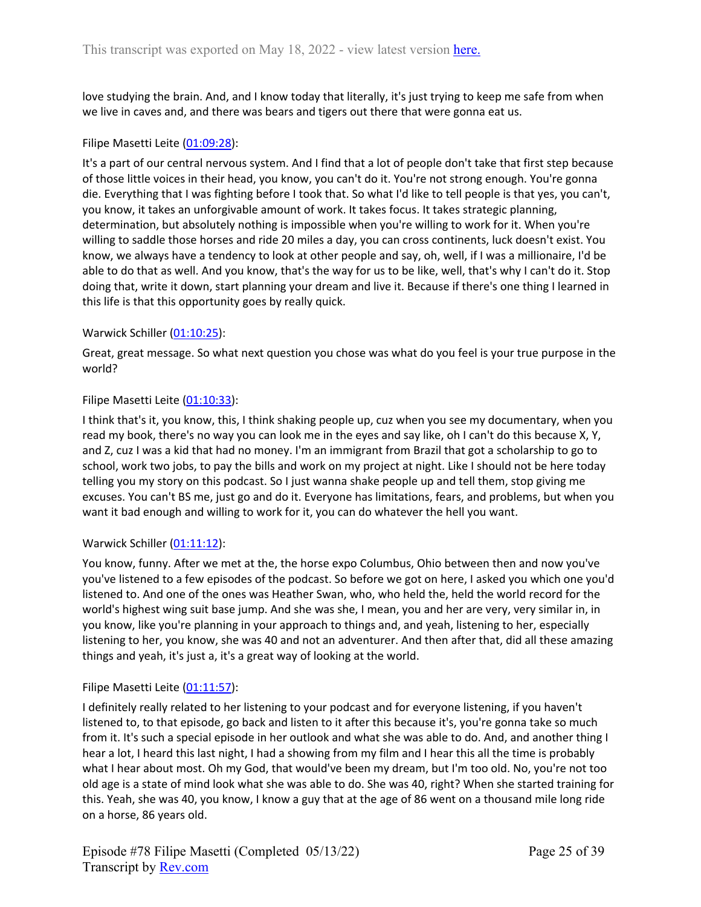love studying the brain. And, and I know today that literally, it's just trying to keep me safe from when we live in caves and, and there was bears and tigers out there that were gonna eat us.

Filipe Masetti Leite (01:09:28):

It's a part of our central nervous system. And I find that a lot of people don't take that first step because of those little voices in their head, you know, you can't do it. You're not strong enough. You're gonna die. Everything that I was fighting before I took that. So what I'd like to tell people is that yes, you can't, you know, it takes an unforgivable amount of work. It takes focus. It takes strategic planning, determination, but absolutely nothing is impossible when you're willing to work for it. When you're willing to saddle those horses and ride 20 miles a day, you can cross continents, luck doesn't exist. You know, we always have a tendency to look at other people and say, oh, well, if I was a millionaire, I'd be able to do that as well. And you know, that's the way for us to be like, well, that's why I can't do it. Stop doing that, write it down, start planning your dream and live it. Because if there's one thing I learned in this life is that this opportunity goes by really quick.

Warwick Schiller (01:10:25):

Great, great message. So what next question you chose was what do you feel is your true purpose in the world?

Filipe Masetti Leite (01:10:33):

I think that's it, you know, this, I think shaking people up, cuz when you see my documentary, when you read my book, there's no way you can look me in the eyes and say like, oh I can't do this because X, Y, and Z, cuz I was a kid that had no money. I'm an immigrant from Brazil that got a scholarship to go to school, work two jobs, to pay the bills and work on my project at night. Like I should not be here today telling you my story on this podcast. So I just wanna shake people up and tell them, stop giving me excuses. You can't BS me, just go and do it. Everyone has limitations, fears, and problems, but when you want it bad enough and willing to work for it, you can do whatever the hell you want.

Warwick Schiller (01:11:12):

You know, funny. After we met at the, the horse expo Columbus, Ohio between then and now you've you've listened to a few episodes of the podcast. So before we got on here, I asked you which one you'd listened to. And one of the ones was Heather Swan, who, who held the, held the world record for the world's highest wing suit base jump. And she was she, I mean, you and her are very, very similar in, in you know, like you're planning in your approach to things and, and yeah, listening to her, especially listening to her, you know, she was 40 and not an adventurer. And then after that, did all these amazing things and yeah, it's just a, it's a great way of looking at the world.

Filipe Masetti Leite (01:11:57):

I definitely really related to her listening to your podcast and for everyone listening, if you haven't listened to, to that episode, go back and listen to it after this because it's, you're gonna take so much from it. It's such a special episode in her outlook and what she was able to do. And, and another thing I hear a lot, I heard this last night, I had a showing from my film and I hear this all the time is probably what I hear about most. Oh my God, that would've been my dream, but I'm too old. No, you're not too old age is a state of mind look what she was able to do. She was 40, right? When she started training for this. Yeah, she was 40, you know, I know a guy that at the age of 86 went on a thousand mile long ride on a horse, 86 years old.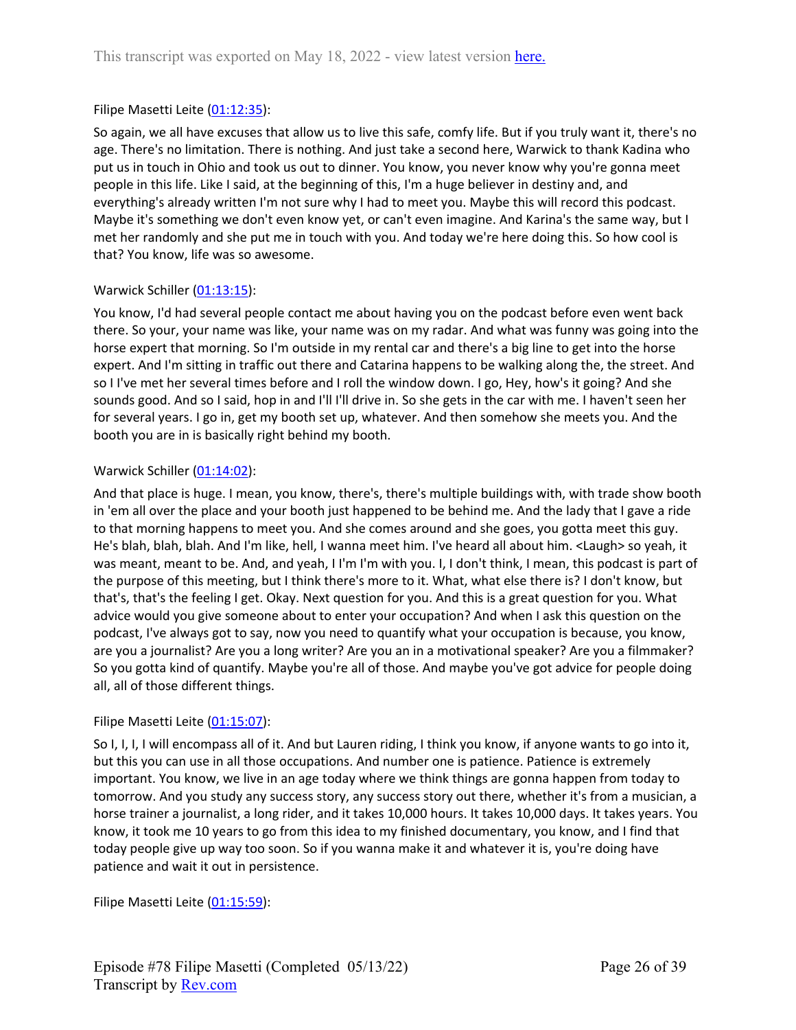Filipe Masetti Leite ([01:12:35](#)):

So again, we all have excuses that allow us to live this safe, comfy life. But if you truly want it, there's no age. There's no limitation. There is nothing. And just take a second here, Warwick to thank Kadina who put us in touch in Ohio and took us out to dinner. You know, you never know why you're gonna meet people in this life. Like I said, at the beginning of this, I'm a huge believer in destiny and, and everything's already written I'm not sure why I had to meet you. Maybe this will record this podcast. Maybe it's something we don't even know yet, or can't even imagine. And Karina's the same way, but I met her randomly and she put me in touch with you. And today we're here doing this. So how cool is that? You know, life was so awesome.

Warwick Schiller ([01:13:15](#)):

You know, I'd had several people contact me about having you on the podcast before even went back there. So your, your name was like, your name was on my radar. And what was funny was going into the horse expert that morning. So I'm outside in my rental car and there's a big line to get into the horse expert. And I'm sitting in traffic out there and Catarina happens to be walking along the, the street. And so I I've met her several times before and I roll the window down. I go, Hey, how's it going? And she sounds good. And so I said, hop in and I'll I'll drive in. So she gets in the car with me. I haven't seen her for several years. I go in, get my booth set up, whatever. And then somehow she meets you. And the booth you are in is basically right behind my booth.

Warwick Schiller ([01:14:02](#)):

And that place is huge. I mean, you know, there's, there's multiple buildings with, with trade show booth in 'em all over the place and your booth just happened to be behind me. And the lady that I gave a ride to that morning happens to meet you. And she comes around and she goes, you gotta meet this guy. He's blah, blah, blah. And I'm like, hell, I wanna meet him. I've heard all about him. <Laugh> so yeah, it was meant, meant to be. And, and yeah, I I'm I'm with you. I, I don't think, I mean, this podcast is part of the purpose of this meeting, but I think there's more to it. What, what else there is? I don't know, but that's, that's the feeling I get. Okay. Next question for you. And this is a great question for you. What advice would you give someone about to enter your occupation? And when I ask this question on the podcast, I've always got to say, now you need to quantify what your occupation is because, you know, are you a journalist? Are you a long writer? Are you an in a motivational speaker? Are you a filmmaker? So you gotta kind of quantify. Maybe you're all of those. And maybe you've got advice for people doing all, all of those different things.

Filipe Masetti Leite ([01:15:07](#)):

So I, I, I, I will encompass all of it. And but Lauren riding, I think you know, if anyone wants to go into it, but this you can use in all those occupations. And number one is patience. Patience is extremely important. You know, we live in an age today where we think things are gonna happen from today to tomorrow. And you study any success story, any success story out there, whether it's from a musician, a horse trainer a journalist, a long rider, and it takes 10,000 hours. It takes 10,000 days. It takes years. You know, it took me 10 years to go from this idea to my finished documentary, you know, and I find that today people give up way too soon. So if you wanna make it and whatever it is, you're doing have patience and wait it out in persistence.

Filipe Masetti Leite ([01:15:59](#)):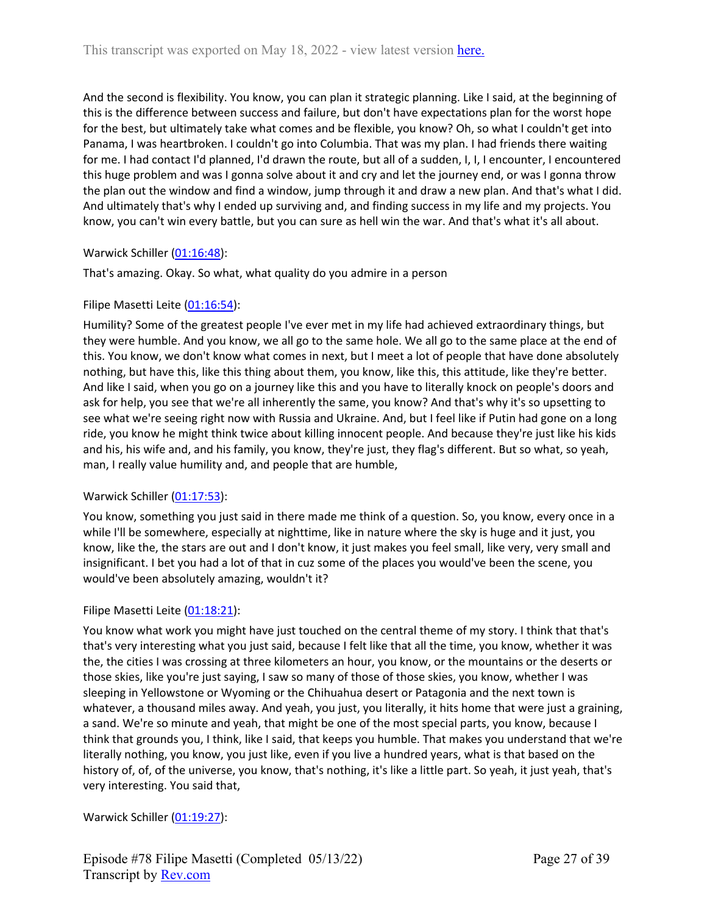And the second is flexibility. You know, you can plan it strategic planning. Like I said, at the beginning of this is the difference between success and failure, but don't have expectations plan for the worst hope for the best, but ultimately take what comes and be flexible, you know? Oh, so what I couldn't get into Panama, I was heartbroken. I couldn't go into Columbia. That was my plan. I had friends there waiting for me. I had contact I'd planned, I'd drawn the route, but all of a sudden, I, I, I encounter, I encountered this huge problem and was I gonna solve about it and cry and let the journey end, or was I gonna throw the plan out the window and find a window, jump through it and draw a new plan. And that's what I did. And ultimately that's why I ended up surviving and, and finding success in my life and my projects. You know, you can't win every battle, but you can sure as hell win the war. And that's what it's all about.

Warwick Schiller ([01:16:48](#)):

That's amazing. Okay. So what, what quality do you admire in a person

Filipe Masetti Leite ([01:16:54](#)):

Humility? Some of the greatest people I've ever met in my life had achieved extraordinary things, but they were humble. And you know, we all go to the same hole. We all go to the same place at the end of this. You know, we don't know what comes in next, but I meet a lot of people that have done absolutely nothing, but have this, like this thing about them, you know, like this, this attitude, like they're better. And like I said, when you go on a journey like this and you have to literally knock on people's doors and ask for help, you see that we're all inherently the same, you know? And that's why it's so upsetting to see what we're seeing right now with Russia and Ukraine. And, but I feel like if Putin had gone on a long ride, you know he might think twice about killing innocent people. And because they're just like his kids and his, his wife and, and his family, you know, they're just, they flag's different. But so what, so yeah, man, I really value humility and, and people that are humble,

Warwick Schiller ([01:17:53](#)):

You know, something you just said in there made me think of a question. So, you know, every once in a while I'll be somewhere, especially at nighttime, like in nature where the sky is huge and it just, you know, like the, the stars are out and I don't know, it just makes you feel small, like very, very small and insignificant. I bet you had a lot of that in cuz some of the places you would've been the scene, you would've been absolutely amazing, wouldn't it?

Filipe Masetti Leite ([01:18:21](#)):

You know what work you might have just touched on the central theme of my story. I think that that's that's very interesting what you just said, because I felt like that all the time, you know, whether it was the, the cities I was crossing at three kilometers an hour, you know, or the mountains or the deserts or those skies, like you're just saying, I saw so many of those of those skies, you know, whether I was sleeping in Yellowstone or Wyoming or the Chihuahua desert or Patagonia and the next town is whatever, a thousand miles away. And yeah, you just, you literally, it hits home that were just a graining, a sand. We're so minute and yeah, that might be one of the most special parts, you know, because I think that grounds you, I think, like I said, that keeps you humble. That makes you understand that we're literally nothing, you know, you just like, even if you live a hundred years, what is that based on the history of, of, of the universe, you know, that's nothing, it's like a little part. So yeah, it just yeah, that's very interesting. You said that,

Warwick Schiller ([01:19:27](#)):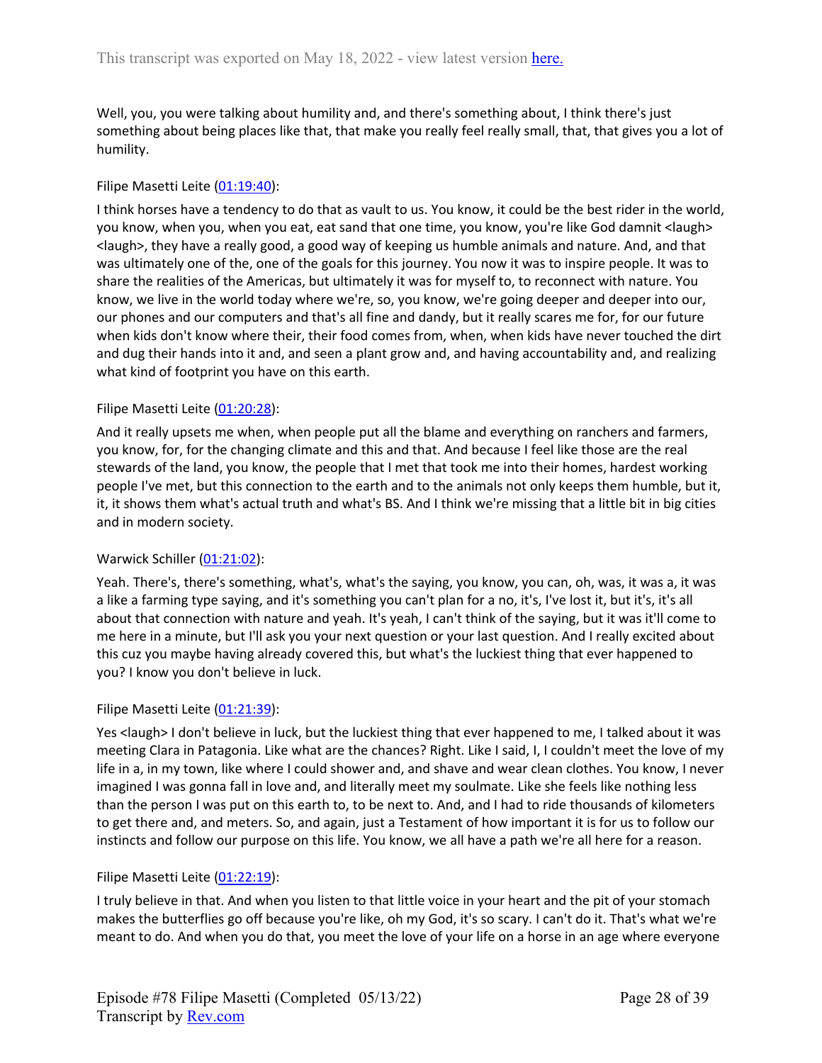Well, you, you were talking about humility and, and there's something about, I think there's just something about being places like that, that make you really feel really small, that, that gives you a lot of humility.

Filipe Masetti Leite (01:19:40):

I think horses have a tendency to do that as vault to us. You know, it could be the best rider in the world, you know, when you, when you eat, eat sand that one time, you know, you're like God damnit <laugh> <laugh>, they have a really good, a good way of keeping us humble animals and nature. And, and that was ultimately one of the, one of the goals for this journey. You now it was to inspire people. It was to share the realities of the Americas, but ultimately it was for myself to, to reconnect with nature. You know, we live in the world today where we're, so, you know, we're going deeper and deeper into our, our phones and our computers and that's all fine and dandy, but it really scares me for, for our future when kids don't know where their, their food comes from, when, when kids have never touched the dirt and dug their hands into it and, and seen a plant grow and, and having accountability and, and realizing what kind of footprint you have on this earth.

Filipe Masetti Leite (01:20:28):

And it really upsets me when, when people put all the blame and everything on ranchers and farmers, you know, for, for the changing climate and this and that. And because I feel like those are the real stewards of the land, you know, the people that I met that took me into their homes, hardest working people I've met, but this connection to the earth and to the animals not only keeps them humble, but it, it, it shows them what's actual truth and what's BS. And I think we're missing that a little bit in big cities and in modern society.

Warwick Schiller (01:21:02):

Yeah. There's, there's something, what's, what's the saying, you know, you can, oh, was, it was a, it was a like a farming type saying, and it's something you can't plan for a no, it's, I've lost it, but it's, it's all about that connection with nature and yeah. It's yeah, I can't think of the saying, but it was it'll come to me here in a minute, but I'll ask you your next question or your last question. And I really excited about this cuz you maybe having already covered this, but what's the luckiest thing that ever happened to you? I know you don't believe in luck.

Filipe Masetti Leite (01:21:39):

Yes <laugh> I don't believe in luck, but the luckiest thing that ever happened to me, I talked about it was meeting Clara in Patagonia. Like what are the chances? Right. Like I said, I, I couldn't meet the love of my life in a, in my town, like where I could shower and, and shave and wear clean clothes. You know, I never imagined I was gonna fall in love and, and literally meet my soulmate. Like she feels like nothing less than the person I was put on this earth to, to be next to. And, and I had to ride thousands of kilometers to get there and, and meters. So, and again, just a Testament of how important it is for us to follow our instincts and follow our purpose on this life. You know, we all have a path we're all here for a reason.

Filipe Masetti Leite (01:22:19):

I truly believe in that. And when you listen to that little voice in your heart and the pit of your stomach makes the butterflies go off because you're like, oh my God, it's so scary. I can't do it. That's what we're meant to do. And when you do that, you meet the love of your life on a horse in an age where everyone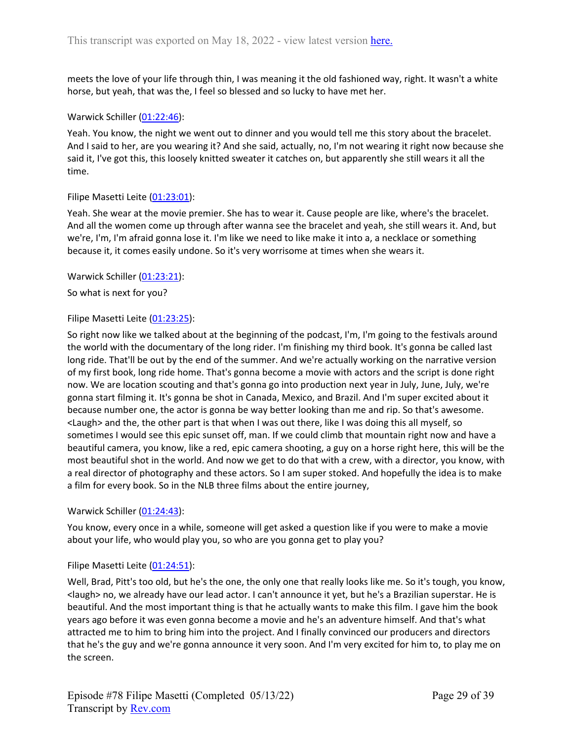meets the love of your life through thin, I was meaning it the old fashioned way, right. It wasn't a white horse, but yeah, that was the, I feel so blessed and so lucky to have met her.

Warwick Schiller ([01:22:46]):

Yeah. You know, the night we went out to dinner and you would tell me this story about the bracelet. And I said to her, are you wearing it? And she said, actually, no, I'm not wearing it right now because she said it, I've got this, this loosely knitted sweater it catches on, but apparently she still wears it all the time.

Filipe Masetti Leite ([01:23:01]):

Yeah. She wear at the movie premier. She has to wear it. Cause people are like, where's the bracelet. And all the women come up through after wanna see the bracelet and yeah, she still wears it. And, but we're, I'm, I'm afraid gonna lose it. I'm like we need to like make it into a, a necklace or something because it, it comes easily undone. So it's very worrisome at times when she wears it.

Warwick Schiller ([01:23:21]):

So what is next for you?

Filipe Masetti Leite ([01:23:25]):

So right now like we talked about at the beginning of the podcast, I'm, I'm going to the festivals around the world with the documentary of the long rider. I'm finishing my third book. It's gonna be called last long ride. That'll be out by the end of the summer. And we're actually working on the narrative version of my first book, long ride home. That's gonna become a movie with actors and the script is done right now. We are location scouting and that's gonna go into production next year in July, June, July, we're gonna start filming it. It's gonna be shot in Canada, Mexico, and Brazil. And I'm super excited about it because number one, the actor is gonna be way better looking than me and rip. So that's awesome. <Laugh> and the, the other part is that when I was out there, like I was doing this all myself, so sometimes I would see this epic sunset off, man. If we could climb that mountain right now and have a beautiful camera, you know, like a red, epic camera shooting, a guy on a horse right here, this will be the most beautiful shot in the world. And now we get to do that with a crew, with a director, you know, with a real director of photography and these actors. So I am super stoked. And hopefully the idea is to make a film for every book. So in the NLB three films about the entire journey,

Warwick Schiller ([01:24:43]):

You know, every once in a while, someone will get asked a question like if you were to make a movie about your life, who would play you, so who are you gonna get to play you?

Filipe Masetti Leite ([01:24:51]):

Well, Brad, Pitt's too old, but he's the one, the only one that really looks like me. So it's tough, you know, <laugh> no, we already have our lead actor. I can't announce it yet, but he's a Brazilian superstar. He is beautiful. And the most important thing is that he actually wants to make this film. I gave him the book years ago before it was even gonna become a movie and he's an adventure himself. And that's what attracted me to him to bring him into the project. And I finally convinced our producers and directors that he's the guy and we're gonna announce it very soon. And I'm very excited for him to, to play me on the screen.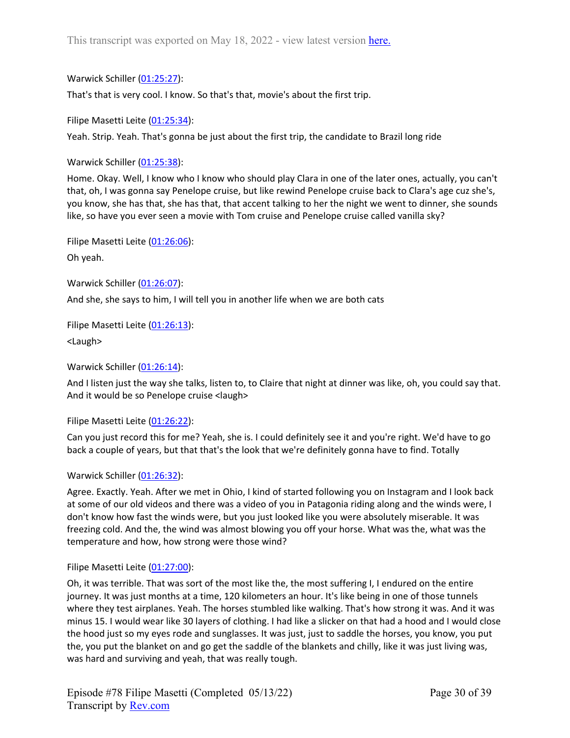This transcript was exported on May 18, 2022 - view latest version [here.](#)

Warwick Schiller ([01:25:27](#)):

That's that is very cool. I know. So that's that, movie's about the first trip.

Filipe Masetti Leite ([01:25:34](#)):

Yeah. Strip. Yeah. That's gonna be just about the first trip, the candidate to Brazil long ride

Warwick Schiller ([01:25:38](#)):

Home. Okay. Well, I know who I know who should play Clara in one of the later ones, actually, you can't that, oh, I was gonna say Penelope cruise, but like rewind Penelope cruise back to Clara's age cuz she's, you know, she has that, she has that, that accent talking to her the night we went to dinner, she sounds like, so have you ever seen a movie with Tom cruise and Penelope cruise called vanilla sky?

Filipe Masetti Leite ([01:26:06](#)):

Oh yeah.

Warwick Schiller ([01:26:07](#)):

And she, she says to him, I will tell you in another life when we are both cats

Filipe Masetti Leite ([01:26:13](#)):

<Laugh>

Warwick Schiller ([01:26:14](#)):

And I listen just the way she talks, listen to, to Claire that night at dinner was like, oh, you could say that. And it would be so Penelope cruise <laugh>

Filipe Masetti Leite ([01:26:22](#)):

Can you just record this for me? Yeah, she is. I could definitely see it and you're right. We'd have to go back a couple of years, but that that's the look that we're definitely gonna have to find. Totally

Warwick Schiller ([01:26:32](#)):

Agree. Exactly. Yeah. After we met in Ohio, I kind of started following you on Instagram and I look back at some of our old videos and there was a video of you in Patagonia riding along and the winds were, I don't know how fast the winds were, but you just looked like you were absolutely miserable. It was freezing cold. And the, the wind was almost blowing you off your horse. What was the, what was the temperature and how, how strong were those wind?

Filipe Masetti Leite ([01:27:00](#)):

Oh, it was terrible. That was sort of the most like the, the most suffering I, I endured on the entire journey. It was just months at a time, 120 kilometers an hour. It's like being in one of those tunnels where they test airplanes. Yeah. The horses stumbled like walking. That's how strong it was. And it was minus 15. I would wear like 30 layers of clothing. I had like a slicker on that had a hood and I would close the hood just so my eyes rode and sunglasses. It was just, just to saddle the horses, you know, you put the, you put the blanket on and go get the saddle of the blankets and chilly, like it was just living was, was hard and surviving and yeah, that was really tough.

Episode #78 Filipe Masetti (Completed 05/13/22)
Transcript by [Rev.com](#)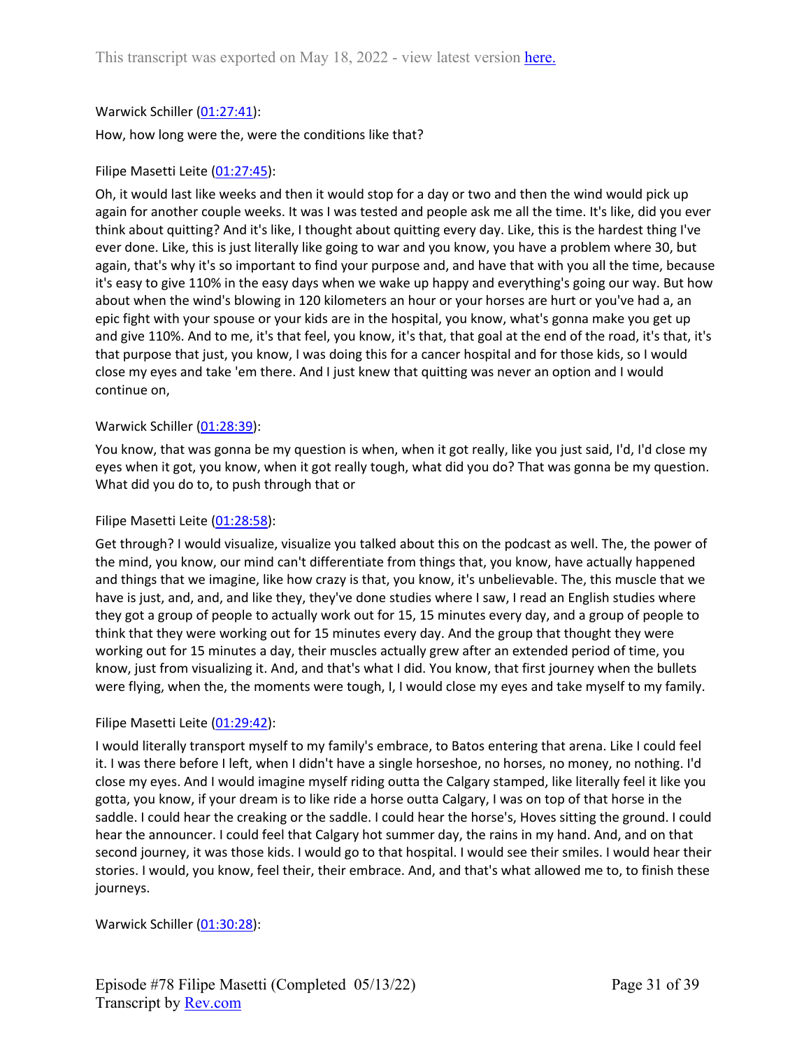This transcript was exported on May 18, 2022 - view latest version [here.](#)

Warwick Schiller ([01:27:41](#)):

How, how long were the, were the conditions like that?

Filipe Masetti Leite ([01:27:45](#)):

Oh, it would last like weeks and then it would stop for a day or two and then the wind would pick up again for another couple weeks. It was I was tested and people ask me all the time. It's like, did you ever think about quitting? And it's like, I thought about quitting every day. Like, this is the hardest thing I've ever done. Like, this is just literally like going to war and you know, you have a problem where 30, but again, that's why it's so important to find your purpose and, and have that with you all the time, because it's easy to give 110% in the easy days when we wake up happy and everything's going our way. But how about when the wind's blowing in 120 kilometers an hour or your horses are hurt or you've had a, an epic fight with your spouse or your kids are in the hospital, you know, what's gonna make you get up and give 110%. And to me, it's that feel, you know, it's that, that goal at the end of the road, it's that, it's that purpose that just, you know, I was doing this for a cancer hospital and for those kids, so I would close my eyes and take 'em there. And I just knew that quitting was never an option and I would continue on,

Warwick Schiller ([01:28:39](#)):

You know, that was gonna be my question is when, when it got really, like you just said, I'd, I'd close my eyes when it got, you know, when it got really tough, what did you do? That was gonna be my question. What did you do to, to push through that or

Filipe Masetti Leite ([01:28:58](#)):

Get through? I would visualize, visualize you talked about this on the podcast as well. The, the power of the mind, you know, our mind can't differentiate from things that, you know, have actually happened and things that we imagine, like how crazy is that, you know, it's unbelievable. The, this muscle that we have is just, and, and, and like they, they've done studies where I saw, I read an English studies where they got a group of people to actually work out for 15, 15 minutes every day, and a group of people to think that they were working out for 15 minutes every day. And the group that thought they were working out for 15 minutes a day, their muscles actually grew after an extended period of time, you know, just from visualizing it. And, and that's what I did. You know, that first journey when the bullets were flying, when the, the moments were tough, I, I would close my eyes and take myself to my family.

Filipe Masetti Leite ([01:29:42](#)):

I would literally transport myself to my family's embrace, to Batos entering that arena. Like I could feel it. I was there before I left, when I didn't have a single horseshoe, no horses, no money, no nothing. I'd close my eyes. And I would imagine myself riding outta the Calgary stamped, like literally feel it like you gotta, you know, if your dream is to like ride a horse outta Calgary, I was on top of that horse in the saddle. I could hear the creaking or the saddle. I could hear the horse's, Hoves sitting the ground. I could hear the announcer. I could feel that Calgary hot summer day, the rains in my hand. And, and on that second journey, it was those kids. I would go to that hospital. I would see their smiles. I would hear their stories. I would, you know, feel their, their embrace. And, and that's what allowed me to, to finish these journeys.

Warwick Schiller ([01:30:28](#)):

Episode #78 Filipe Masetti (Completed 05/13/22)
Transcript by [Rev.com](#)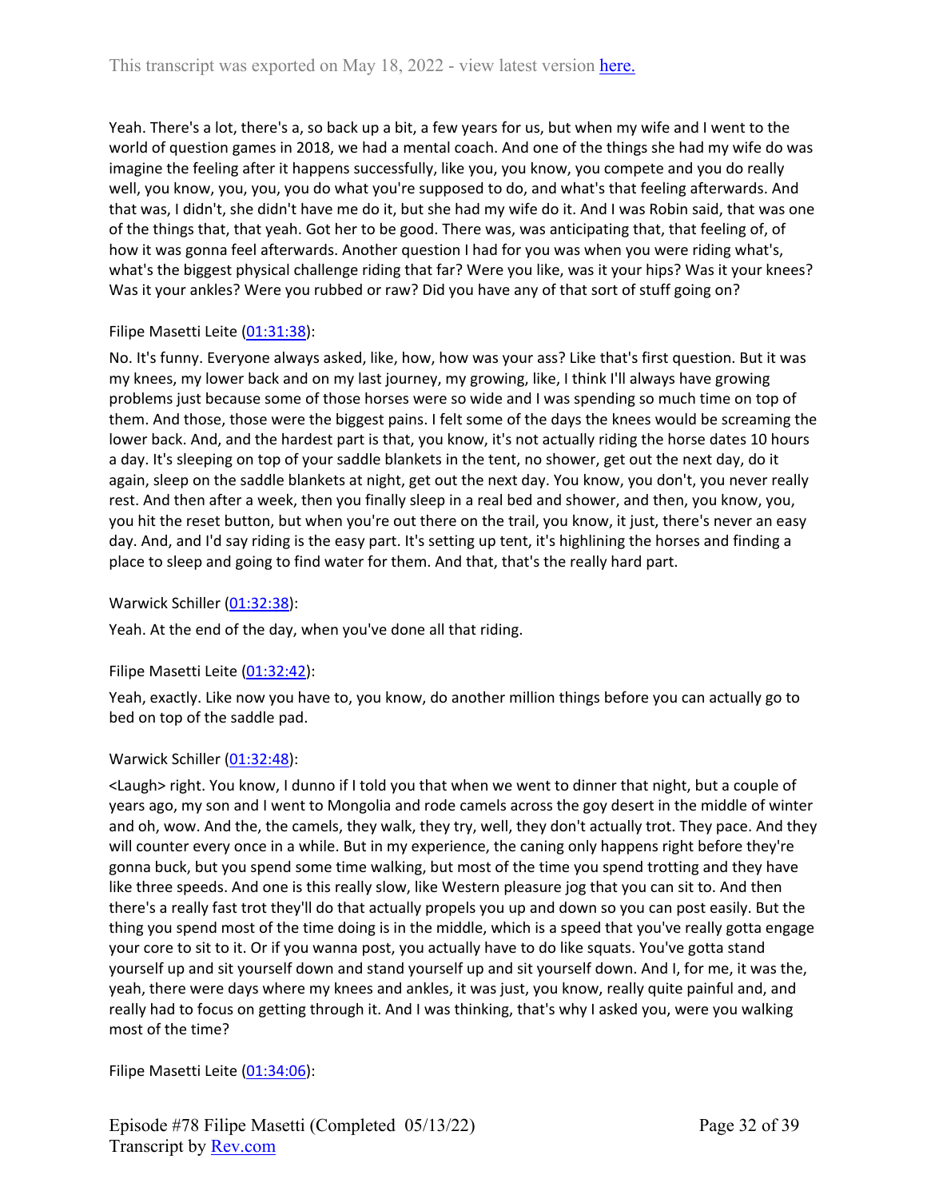Yeah. There's a lot, there's a, so back up a bit, a few years for us, but when my wife and I went to the world of question games in 2018, we had a mental coach. And one of the things she had my wife do was imagine the feeling after it happens successfully, like you, you know, you compete and you do really well, you know, you, you, you do what you're supposed to do, and what's that feeling afterwards. And that was, I didn't, she didn't have me do it, but she had my wife do it. And I was Robin said, that was one of the things that, that yeah. Got her to be good. There was, was anticipating that, that feeling of, of how it was gonna feel afterwards. Another question I had for you was when you were riding what's, what's the biggest physical challenge riding that far? Were you like, was it your hips? Was it your knees? Was it your ankles? Were you rubbed or raw? Did you have any of that sort of stuff going on?

Filipe Masetti Leite ([01:31:38](https://www.rev.com/)):

No. It's funny. Everyone always asked, like, how, how was your ass? Like that's first question. But it was my knees, my lower back and on my last journey, my growing, like, I think I'll always have growing problems just because some of those horses were so wide and I was spending so much time on top of them. And those, those were the biggest pains. I felt some of the days the knees would be screaming the lower back. And, and the hardest part is that, you know, it's not actually riding the horse dates 10 hours a day. It's sleeping on top of your saddle blankets in the tent, no shower, get out the next day, do it again, sleep on the saddle blankets at night, get out the next day. You know, you don't, you never really rest. And then after a week, then you finally sleep in a real bed and shower, and then, you know, you, you hit the reset button, but when you're out there on the trail, you know, it just, there's never an easy day. And, and I'd say riding is the easy part. It's setting up tent, it's highlining the horses and finding a place to sleep and going to find water for them. And that, that's the really hard part.

Warwick Schiller ([01:32:38](https://www.rev.com/)):

Yeah. At the end of the day, when you've done all that riding.

Filipe Masetti Leite ([01:32:42](https://www.rev.com/)):

Yeah, exactly. Like now you have to, you know, do another million things before you can actually go to bed on top of the saddle pad.

Warwick Schiller ([01:32:48](https://www.rev.com/)):

<Laugh> right. You know, I dunno if I told you that when we went to dinner that night, but a couple of years ago, my son and I went to Mongolia and rode camels across the goy desert in the middle of winter and oh, wow. And the, the camels, they walk, they try, well, they don't actually trot. They pace. And they will counter every once in a while. But in my experience, the caning only happens right before they're gonna buck, but you spend some time walking, but most of the time you spend trotting and they have like three speeds. And one is this really slow, like Western pleasure jog that you can sit to. And then there's a really fast trot they'll do that actually propels you up and down so you can post easily. But the thing you spend most of the time doing is in the middle, which is a speed that you've really gotta engage your core to sit to it. Or if you wanna post, you actually have to do like squats. You've gotta stand yourself up and sit yourself down and stand yourself up and sit yourself down. And I, for me, it was the, yeah, there were days where my knees and ankles, it was just, you know, really quite painful and, and really had to focus on getting through it. And I was thinking, that's why I asked you, were you walking most of the time?

Filipe Masetti Leite ([01:34:06](https://www.rev.com/)):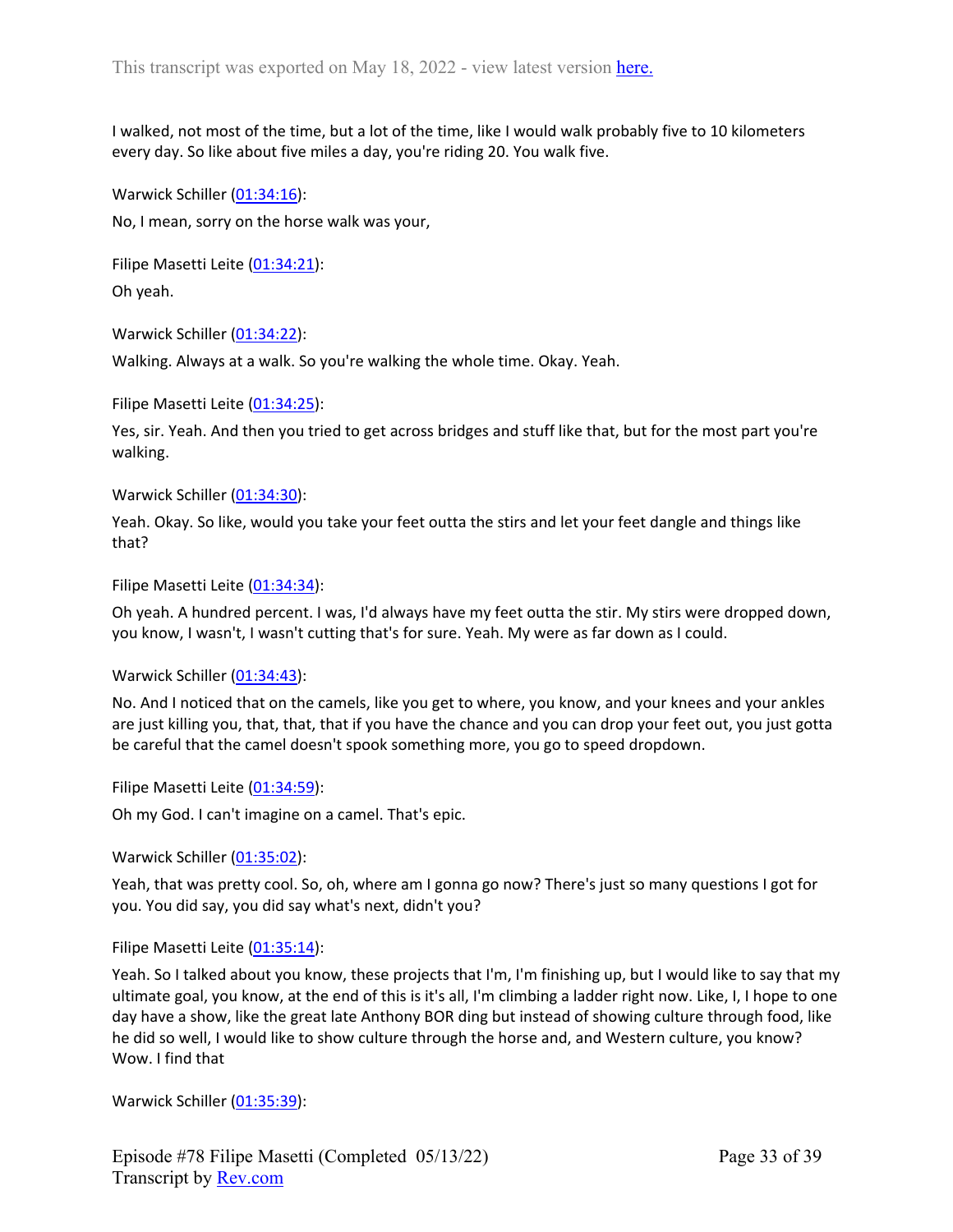I walked, not most of the time, but a lot of the time, like I would walk probably five to 10 kilometers every day. So like about five miles a day, you're riding 20. You walk five.

Warwick Schiller (01:34:16):

No, I mean, sorry on the horse walk was your,

Filipe Masetti Leite (01:34:21):

Oh yeah.

Warwick Schiller (01:34:22):

Walking. Always at a walk. So you're walking the whole time. Okay. Yeah.

Filipe Masetti Leite (01:34:25):

Yes, sir. Yeah. And then you tried to get across bridges and stuff like that, but for the most part you're walking.

Warwick Schiller (01:34:30):

Yeah. Okay. So like, would you take your feet outta the stirs and let your feet dangle and things like that?

Filipe Masetti Leite (01:34:34):

Oh yeah. A hundred percent. I was, I'd always have my feet outta the stir. My stirs were dropped down, you know, I wasn't, I wasn't cutting that's for sure. Yeah. My were as far down as I could.

Warwick Schiller (01:34:43):

No. And I noticed that on the camels, like you get to where, you know, and your knees and your ankles are just killing you, that, that, that if you have the chance and you can drop your feet out, you just gotta be careful that the camel doesn't spook something more, you go to speed dropdown.

Filipe Masetti Leite (01:34:59):

Oh my God. I can't imagine on a camel. That's epic.

Warwick Schiller (01:35:02):

Yeah, that was pretty cool. So, oh, where am I gonna go now? There's just so many questions I got for you. You did say, you did say what's next, didn't you?

Filipe Masetti Leite (01:35:14):

Yeah. So I talked about you know, these projects that I'm, I'm finishing up, but I would like to say that my ultimate goal, you know, at the end of this is it's all, I'm climbing a ladder right now. Like, I, I hope to one day have a show, like the great late Anthony BOR ding but instead of showing culture through food, like he did so well, I would like to show culture through the horse and, and Western culture, you know? Wow. I find that

Warwick Schiller (01:35:39):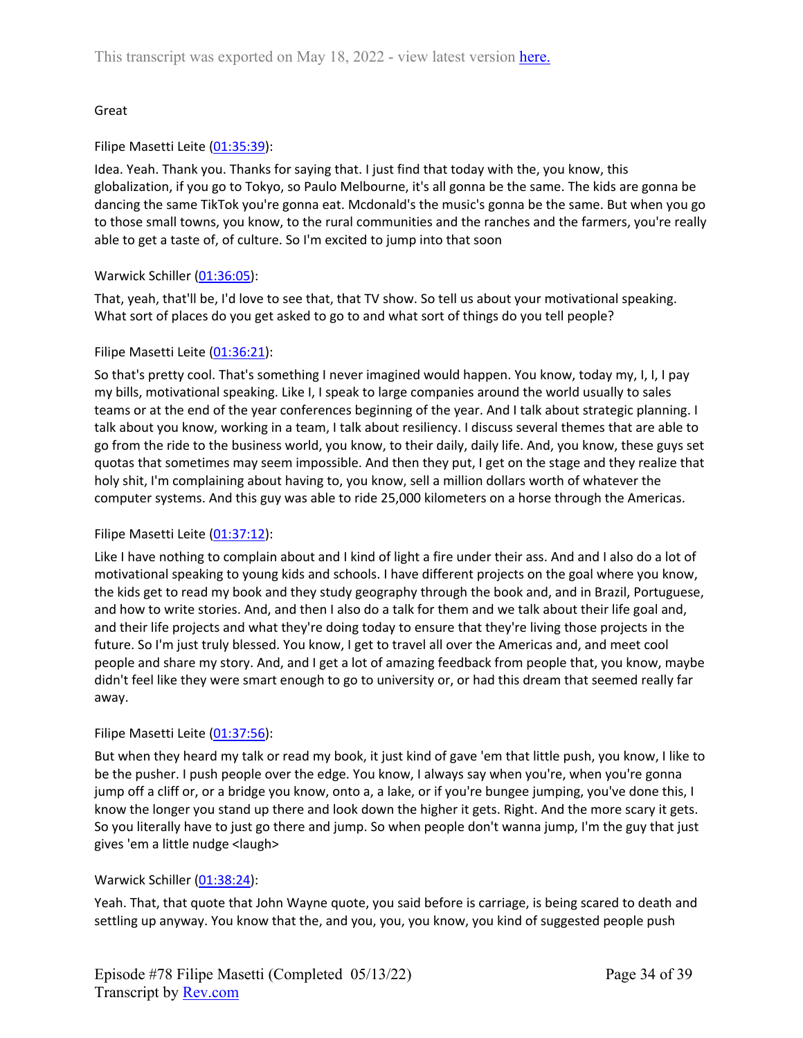Great

Filipe Masetti Leite ([01:35:39](#)):

Idea. Yeah. Thank you. Thanks for saying that. I just find that today with the, you know, this globalization, if you go to Tokyo, so Paulo Melbourne, it's all gonna be the same. The kids are gonna be dancing the same TikTok you're gonna eat. Mcdonald's the music's gonna be the same. But when you go to those small towns, you know, to the rural communities and the ranches and the farmers, you're really able to get a taste of, of culture. So I'm excited to jump into that soon

Warwick Schiller ([01:36:05](#)):

That, yeah, that'll be, I'd love to see that, that TV show. So tell us about your motivational speaking. What sort of places do you get asked to go to and what sort of things do you tell people?

Filipe Masetti Leite ([01:36:21](#)):

So that's pretty cool. That's something I never imagined would happen. You know, today my, I, I, I pay my bills, motivational speaking. Like I, I speak to large companies around the world usually to sales teams or at the end of the year conferences beginning of the year. And I talk about strategic planning. I talk about you know, working in a team, I talk about resiliency. I discuss several themes that are able to go from the ride to the business world, you know, to their daily, daily life. And, you know, these guys set quotas that sometimes may seem impossible. And then they put, I get on the stage and they realize that holy shit, I'm complaining about having to, you know, sell a million dollars worth of whatever the computer systems. And this guy was able to ride 25,000 kilometers on a horse through the Americas.

Filipe Masetti Leite ([01:37:12](#)):

Like I have nothing to complain about and I kind of light a fire under their ass. And and I also do a lot of motivational speaking to young kids and schools. I have different projects on the goal where you know, the kids get to read my book and they study geography through the book and, and in Brazil, Portuguese, and how to write stories. And, and then I also do a talk for them and we talk about their life goal and, and their life projects and what they're doing today to ensure that they're living those projects in the future. So I'm just truly blessed. You know, I get to travel all over the Americas and, and meet cool people and share my story. And, and I get a lot of amazing feedback from people that, you know, maybe didn't feel like they were smart enough to go to university or, or had this dream that seemed really far away.

Filipe Masetti Leite ([01:37:56](#)):

But when they heard my talk or read my book, it just kind of gave 'em that little push, you know, I like to be the pusher. I push people over the edge. You know, I always say when you're, when you're gonna jump off a cliff or, or a bridge you know, onto a, a lake, or if you're bungee jumping, you've done this, I know the longer you stand up there and look down the higher it gets. Right. And the more scary it gets. So you literally have to just go there and jump. So when people don't wanna jump, I'm the guy that just gives 'em a little nudge <laugh>

Warwick Schiller ([01:38:24](#)):

Yeah. That, that quote that John Wayne quote, you said before is carriage, is being scared to death and settling up anyway. You know that the, and you, you, you know, you kind of suggested people push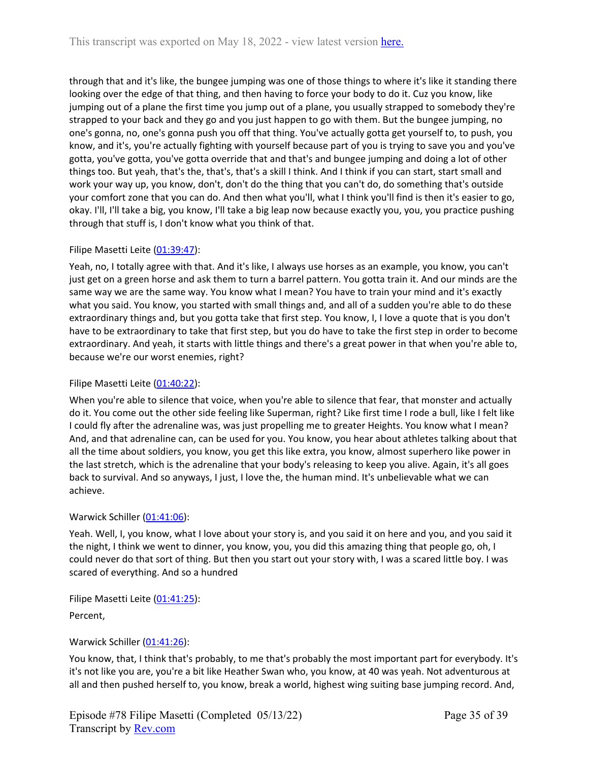through that and it's like, the bungee jumping was one of those things to where it's like it standing there looking over the edge of that thing, and then having to force your body to do it. Cuz you know, like jumping out of a plane the first time you jump out of a plane, you usually strapped to somebody they're strapped to your back and they go and you just happen to go with them. But the bungee jumping, no one's gonna, no, one's gonna push you off that thing. You've actually gotta get yourself to, to push, you know, and it's, you're actually fighting with yourself because part of you is trying to save you and you've gotta, you've gotta, you've gotta override that and that's and bungee jumping and doing a lot of other things too. But yeah, that's the, that's, that's a skill I think. And I think if you can start, start small and work your way up, you know, don't, don't do the thing that you can't do, do something that's outside your comfort zone that you can do. And then what you'll, what I think you'll find is then it's easier to go, okay. I'll, I'll take a big, you know, I'll take a big leap now because exactly you, you, you practice pushing through that stuff is, I don't know what you think of that.

Filipe Masetti Leite ([01:39:47]()):

Yeah, no, I totally agree with that. And it's like, I always use horses as an example, you know, you can't just get on a green horse and ask them to turn a barrel pattern. You gotta train it. And our minds are the same way we are the same way. You know what I mean? You have to train your mind and it's exactly what you said. You know, you started with small things and, and all of a sudden you're able to do these extraordinary things and, but you gotta take that first step. You know, I, I love a quote that is you don't have to be extraordinary to take that first step, but you do have to take the first step in order to become extraordinary. And yeah, it starts with little things and there's a great power in that when you're able to, because we're our worst enemies, right?

Filipe Masetti Leite ([01:40:22]()):

When you're able to silence that voice, when you're able to silence that fear, that monster and actually do it. You come out the other side feeling like Superman, right? Like first time I rode a bull, like I felt like I could fly after the adrenaline was, was just propelling me to greater Heights. You know what I mean? And, and that adrenaline can, can be used for you. You know, you hear about athletes talking about that all the time about soldiers, you know, you get this like extra, you know, almost superhero like power in the last stretch, which is the adrenaline that your body's releasing to keep you alive. Again, it's all goes back to survival. And so anyways, I just, I love the, the human mind. It's unbelievable what we can achieve.

Warwick Schiller ([01:41:06]()):

Yeah. Well, I, you know, what I love about your story is, and you said it on here and you, and you said it the night, I think we went to dinner, you know, you, you did this amazing thing that people go, oh, I could never do that sort of thing. But then you start out your story with, I was a scared little boy. I was scared of everything. And so a hundred

Filipe Masetti Leite ([01:41:25]()):

Percent,

Warwick Schiller ([01:41:26]()):

You know, that, I think that's probably, to me that's probably the most important part for everybody. It's it's not like you are, you're a bit like Heather Swan who, you know, at 40 was yeah. Not adventurous at all and then pushed herself to, you know, break a world, highest wing suiting base jumping record. And,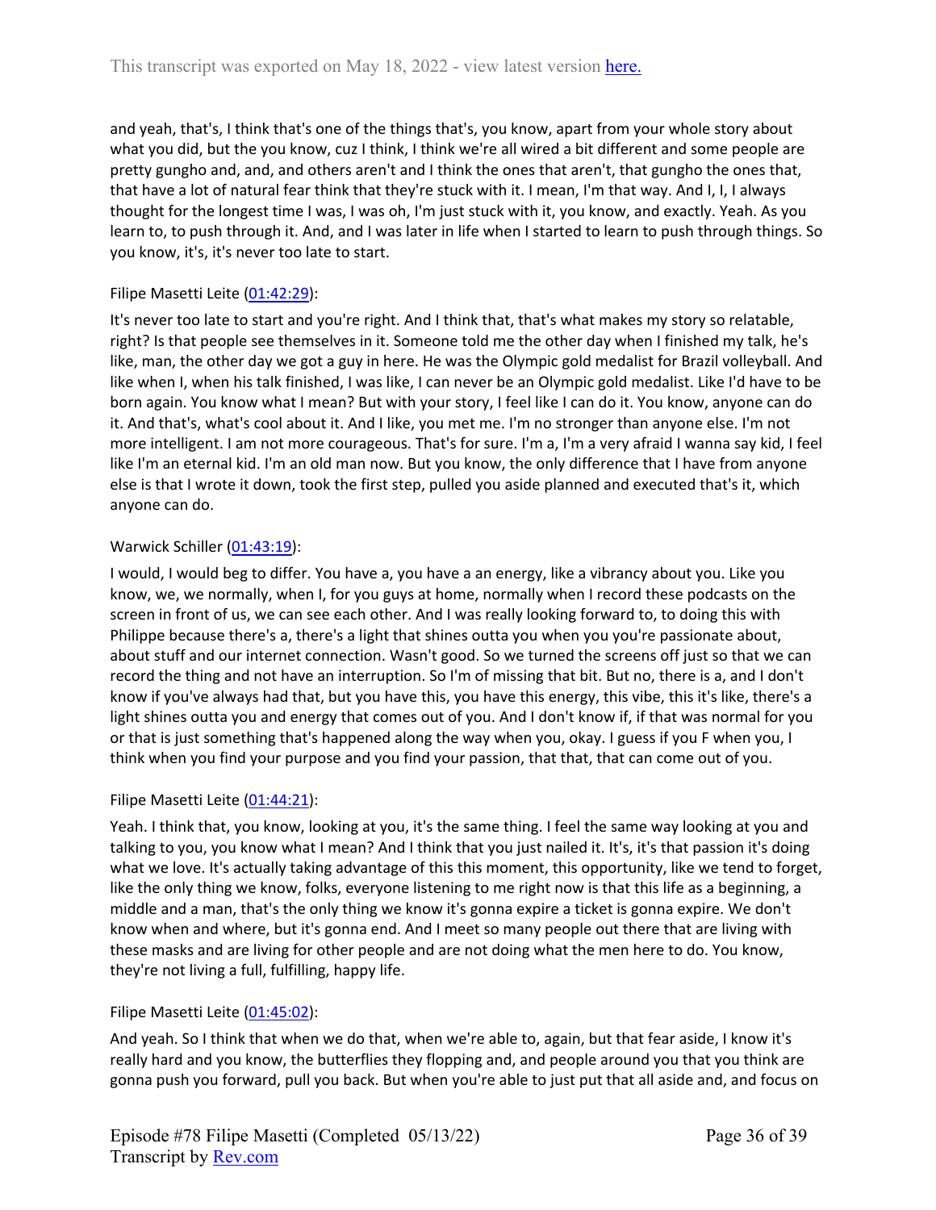and yeah, that's, I think that's one of the things that's, you know, apart from your whole story about what you did, but the you know, cuz I think, I think we're all wired a bit different and some people are pretty gungho and, and, and others aren't and I think the ones that aren't, that gungho the ones that, that have a lot of natural fear think that they're stuck with it. I mean, I'm that way. And I, I, I always thought for the longest time I was, I was oh, I'm just stuck with it, you know, and exactly. Yeah. As you learn to, to push through it. And, and I was later in life when I started to learn to push through things. So you know, it's, it's never too late to start.

Filipe Masetti Leite (01:42:29):

It's never too late to start and you're right. And I think that, that's what makes my story so relatable, right? Is that people see themselves in it. Someone told me the other day when I finished my talk, he's like, man, the other day we got a guy in here. He was the Olympic gold medalist for Brazil volleyball. And like when I, when his talk finished, I was like, I can never be an Olympic gold medalist. Like I'd have to be born again. You know what I mean? But with your story, I feel like I can do it. You know, anyone can do it. And that's, what's cool about it. And I like, you met me. I'm no stronger than anyone else. I'm not more intelligent. I am not more courageous. That's for sure. I'm a, I'm a very afraid I wanna say kid, I feel like I'm an eternal kid. I'm an old man now. But you know, the only difference that I have from anyone else is that I wrote it down, took the first step, pulled you aside planned and executed that's it, which anyone can do.

Warwick Schiller (01:43:19):

I would, I would beg to differ. You have a, you have a an energy, like a vibrancy about you. Like you know, we, we normally, when I, for you guys at home, normally when I record these podcasts on the screen in front of us, we can see each other. And I was really looking forward to, to doing this with Philippe because there's a, there's a light that shines outta you when you you're passionate about, about stuff and our internet connection. Wasn't good. So we turned the screens off just so that we can record the thing and not have an interruption. So I'm of missing that bit. But no, there is a, and I don't know if you've always had that, but you have this, you have this energy, this vibe, this it's like, there's a light shines outta you and energy that comes out of you. And I don't know if, if that was normal for you or that is just something that's happened along the way when you, okay. I guess if you F when you, I think when you find your purpose and you find your passion, that that, that can come out of you.

Filipe Masetti Leite (01:44:21):

Yeah. I think that, you know, looking at you, it's the same thing. I feel the same way looking at you and talking to you, you know what I mean? And I think that you just nailed it. It's, it's that passion it's doing what we love. It's actually taking advantage of this this moment, this opportunity, like we tend to forget, like the only thing we know, folks, everyone listening to me right now is that this life as a beginning, a middle and a man, that's the only thing we know it's gonna expire a ticket is gonna expire. We don't know when and where, but it's gonna end. And I meet so many people out there that are living with these masks and are living for other people and are not doing what the men here to do. You know, they're not living a full, fulfilling, happy life.

Filipe Masetti Leite (01:45:02):

And yeah. So I think that when we do that, when we're able to, again, but that fear aside, I know it's really hard and you know, the butterflies they flopping and, and people around you that you think are gonna push you forward, pull you back. But when you're able to just put that all aside and, and focus on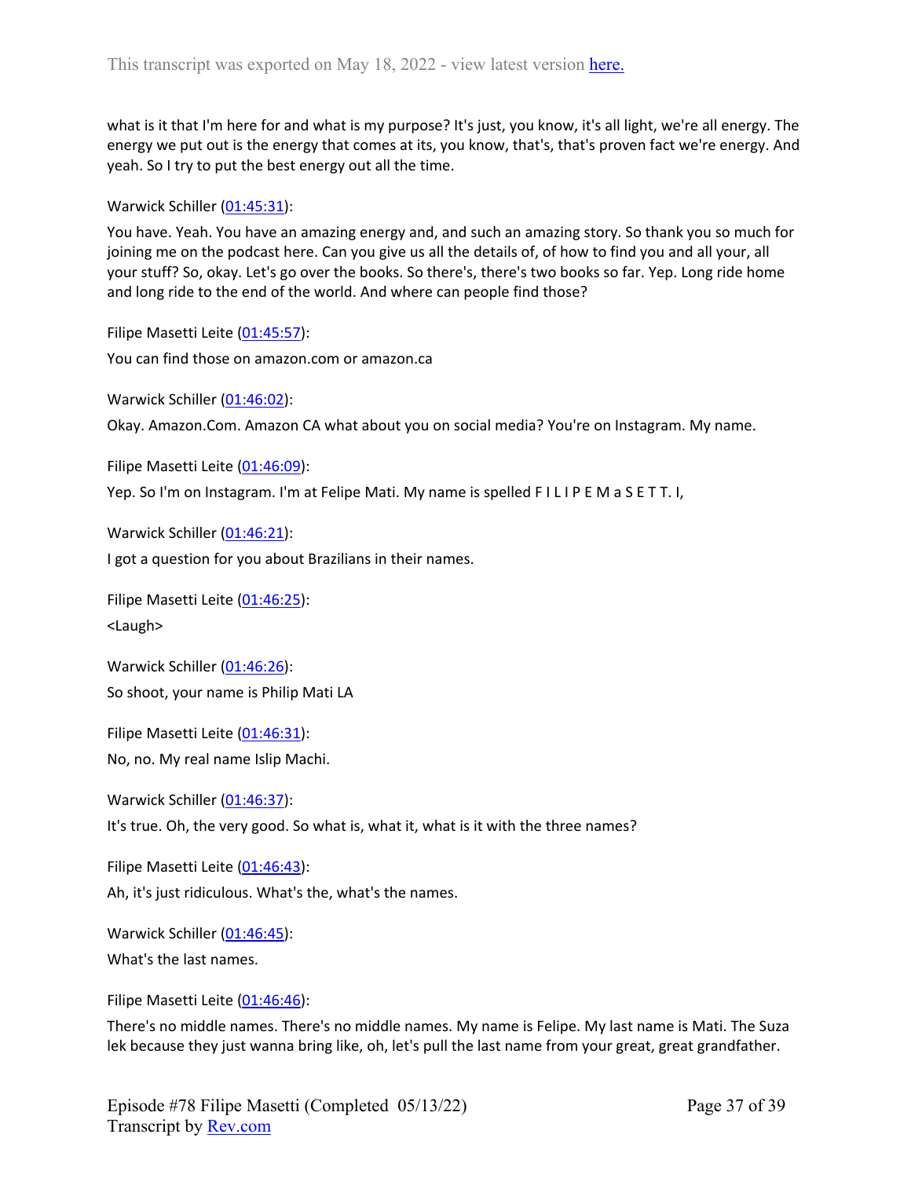what is it that I'm here for and what is my purpose? It's just, you know, it's all light, we're all energy. The energy we put out is the energy that comes at its, you know, that's, that's proven fact we're energy. And yeah. So I try to put the best energy out all the time.

Warwick Schiller ([01:45:31](#)):

You have. Yeah. You have an amazing energy and, and such an amazing story. So thank you so much for joining me on the podcast here. Can you give us all the details of, of how to find you and all your, all your stuff? So, okay. Let's go over the books. So there's, there's two books so far. Yep. Long ride home and long ride to the end of the world. And where can people find those?

Filipe Masetti Leite ([01:45:57](#)):

You can find those on amazon.com or amazon.ca

Warwick Schiller ([01:46:02](#)):

Okay. Amazon.Com. Amazon CA what about you on social media? You're on Instagram. My name.

Filipe Masetti Leite ([01:46:09](#)):

Yep. So I'm on Instagram. I'm at Felipe Mati. My name is spelled F I L I P E M a S E T T. I,

Warwick Schiller ([01:46:21](#)):

I got a question for you about Brazilians in their names.

Filipe Masetti Leite ([01:46:25](#)):

<Laugh>

Warwick Schiller ([01:46:26](#)):

So shoot, your name is Philip Mati LA

Filipe Masetti Leite ([01:46:31](#)):

No, no. My real name Islip Machi.

Warwick Schiller ([01:46:37](#)):

It's true. Oh, the very good. So what is, what it, what is it with the three names?

Filipe Masetti Leite ([01:46:43](#)):

Ah, it's just ridiculous. What's the, what's the names.

Warwick Schiller ([01:46:45](#)):

What's the last names.

Filipe Masetti Leite ([01:46:46](#)):

There's no middle names. There's no middle names. My name is Felipe. My last name is Mati. The Suza lek because they just wanna bring like, oh, let's pull the last name from your great, great grandfather.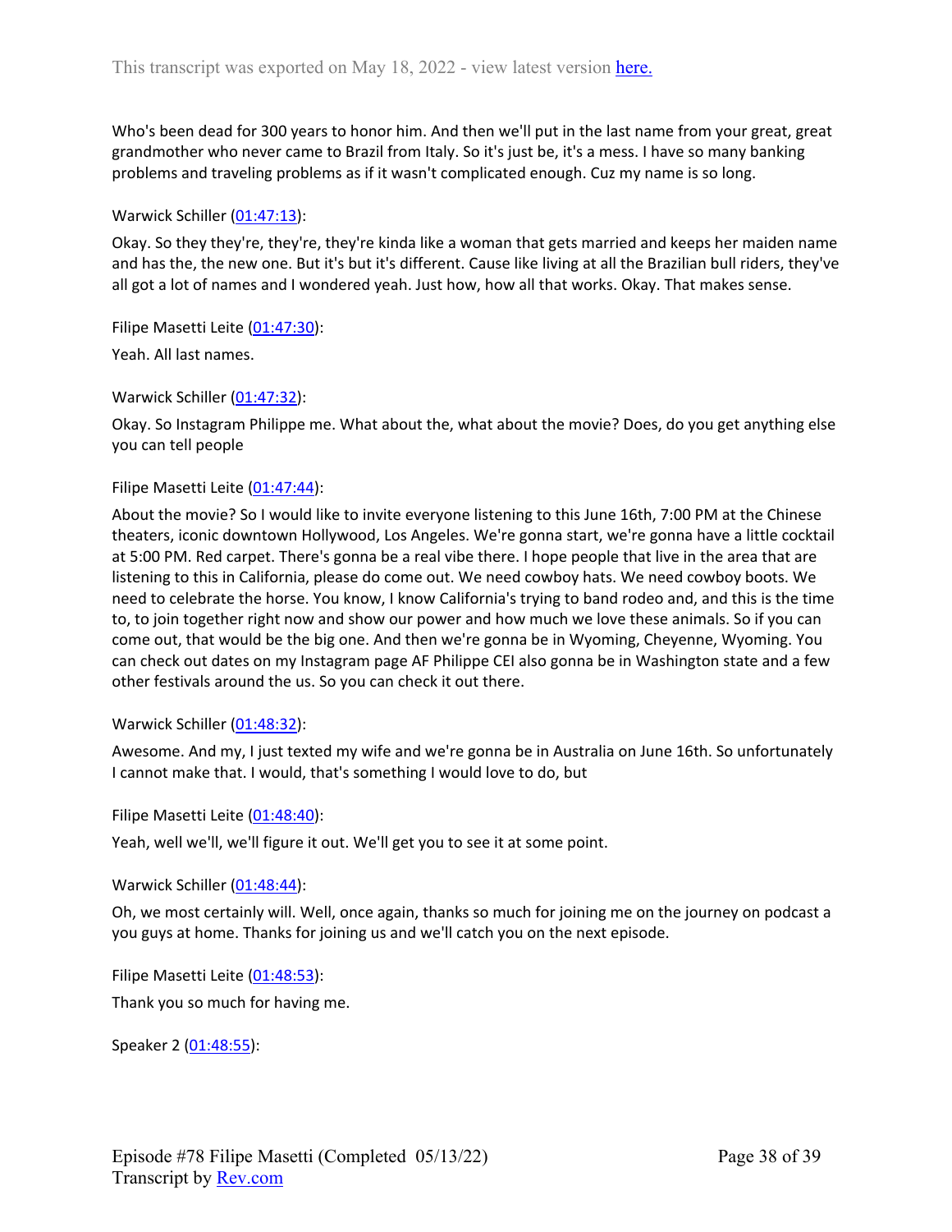Who's been dead for 300 years to honor him. And then we'll put in the last name from your great, great grandmother who never came to Brazil from Italy. So it's just be, it's a mess. I have so many banking problems and traveling problems as if it wasn't complicated enough. Cuz my name is so long.

Warwick Schiller ([01:47:13]()):

Okay. So they they're, they're, they're kinda like a woman that gets married and keeps her maiden name and has the, the new one. But it's but it's different. Cause like living at all the Brazilian bull riders, they've all got a lot of names and I wondered yeah. Just how, how all that works. Okay. That makes sense.

Filipe Masetti Leite ([01:47:30]()):

Yeah. All last names.

Warwick Schiller ([01:47:32]()):

Okay. So Instagram Philippe me. What about the, what about the movie? Does, do you get anything else you can tell people

Filipe Masetti Leite ([01:47:44]()):

About the movie? So I would like to invite everyone listening to this June 16th, 7:00 PM at the Chinese theaters, iconic downtown Hollywood, Los Angeles. We're gonna start, we're gonna have a little cocktail at 5:00 PM. Red carpet. There's gonna be a real vibe there. I hope people that live in the area that are listening to this in California, please do come out. We need cowboy hats. We need cowboy boots. We need to celebrate the horse. You know, I know California's trying to band rodeo and, and this is the time to, to join together right now and show our power and how much we love these animals. So if you can come out, that would be the big one. And then we're gonna be in Wyoming, Cheyenne, Wyoming. You can check out dates on my Instagram page AF Philippe CEI also gonna be in Washington state and a few other festivals around the us. So you can check it out there.

Warwick Schiller ([01:48:32]()):

Awesome. And my, I just texted my wife and we're gonna be in Australia on June 16th. So unfortunately I cannot make that. I would, that's something I would love to do, but

Filipe Masetti Leite ([01:48:40]()):

Yeah, well we'll, we'll figure it out. We'll get you to see it at some point.

Warwick Schiller ([01:48:44]()):

Oh, we most certainly will. Well, once again, thanks so much for joining me on the journey on podcast a you guys at home. Thanks for joining us and we'll catch you on the next episode.

Filipe Masetti Leite ([01:48:53]()):

Thank you so much for having me.

Speaker 2 ([01:48:55]()):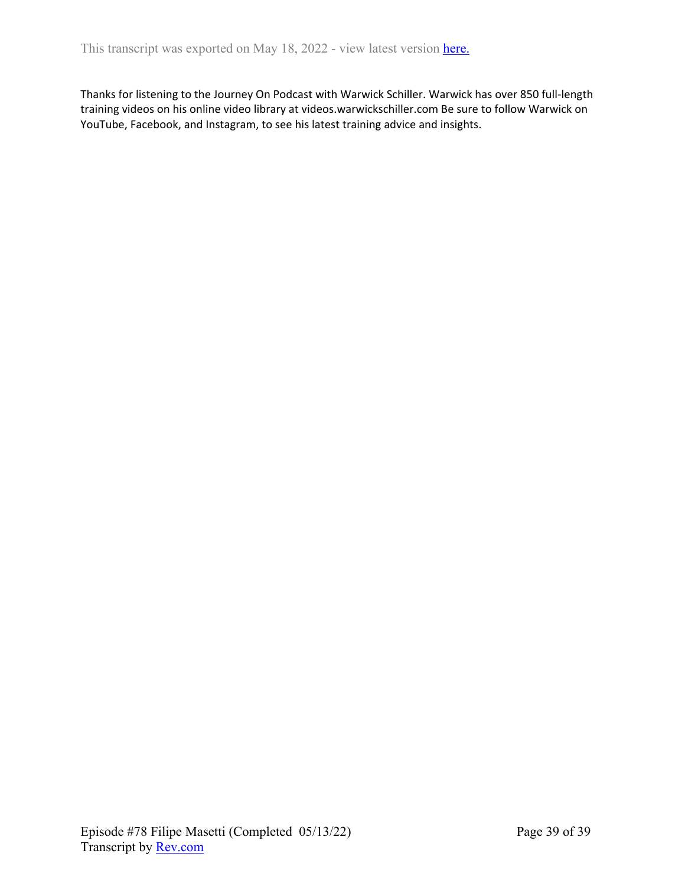Thanks for listening to the Journey On Podcast with Warwick Schiller. Warwick has over 850 full-length training videos on his online video library at videos.warwickschiller.com Be sure to follow Warwick on YouTube, Facebook, and Instagram, to see his latest training advice and insights.